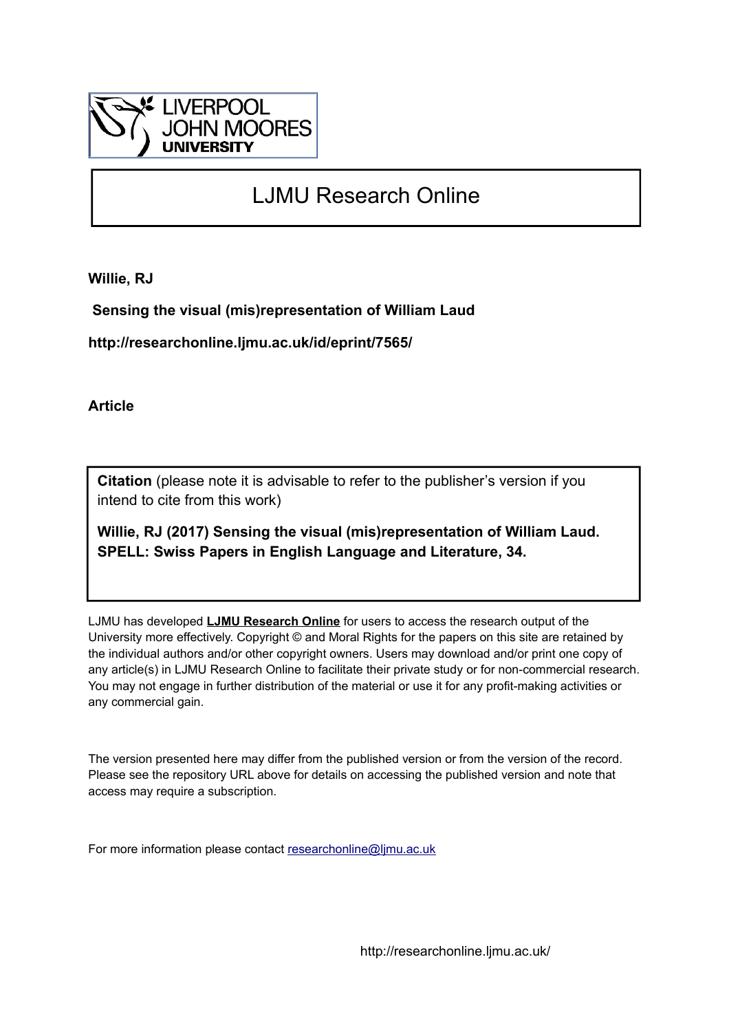LIVERPOOL JOHN MOORES UNIVERSITY

# LJMU Research Online

**Willie, RJ**

**Sensing the visual (mis)representation of William Laud**

**http://researchonline.ljmu.ac.uk/id/eprint/7565/**

**Article**

**Citation** (please note it is advisable to refer to the publisher's version if you intend to cite from this work)

**Willie, RJ (2017) Sensing the visual (mis)representation of William Laud. SPELL: Swiss Papers in English Language and Literature, 34.**

LJMU has developed **LJMU Research Online** for users to access the research output of the University more effectively. Copyright © and Moral Rights for the papers on this site are retained by the individual authors and/or other copyright owners. Users may download and/or print one copy of any article(s) in LJMU Research Online to facilitate their private study or for non-commercial research. You may not engage in further distribution of the material or use it for any profit-making activities or any commercial gain.

The version presented here may differ from the published version or from the version of the record. Please see the repository URL above for details on accessing the published version and note that access may require a subscription.

For more information please contact researchonline@ljmu.ac.uk

http://researchonline.ljmu.ac.uk/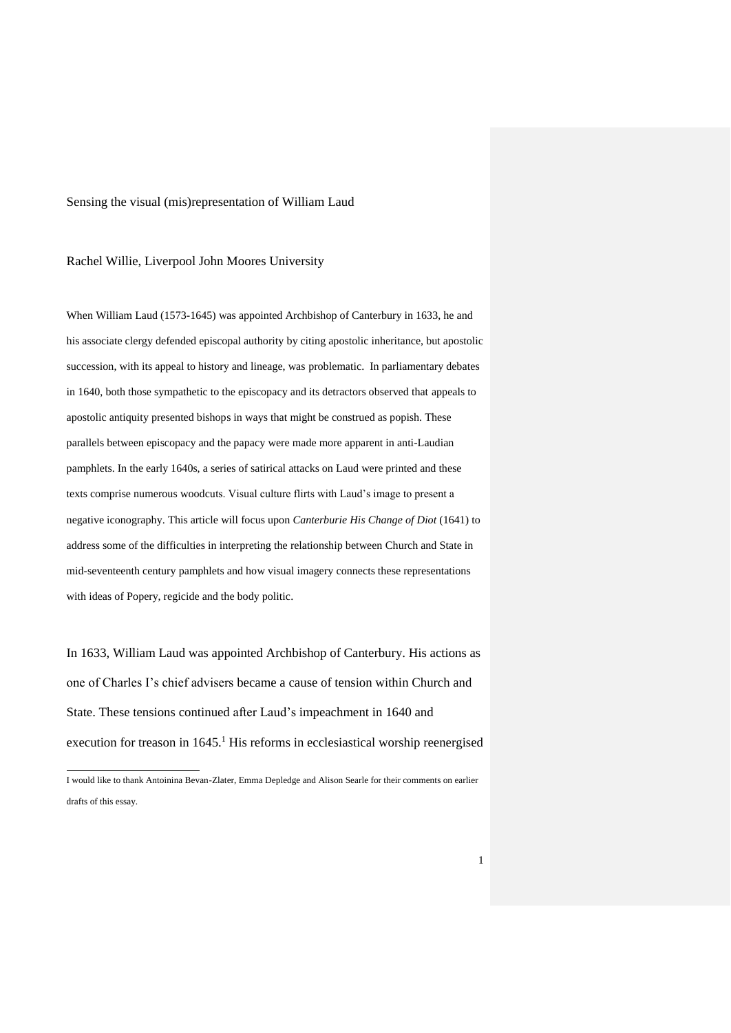Sensing the visual (mis)representation of William Laud

Rachel Willie, Liverpool John Moores University

When William Laud (1573-1645) was appointed Archbishop of Canterbury in 1633, he and his associate clergy defended episcopal authority by citing apostolic inheritance, but apostolic succession, with its appeal to history and lineage, was problematic. In parliamentary debates in 1640, both those sympathetic to the episcopacy and its detractors observed that appeals to apostolic antiquity presented bishops in ways that might be construed as popish. These parallels between episcopacy and the papacy were made more apparent in anti-Laudian pamphlets. In the early 1640s, a series of satirical attacks on Laud were printed and these texts comprise numerous woodcuts. Visual culture flirts with Laud's image to present a negative iconography. This article will focus upon *Canterburie His Change of Diot* (1641) to address some of the difficulties in interpreting the relationship between Church and State in mid-seventeenth century pamphlets and how visual imagery connects these representations with ideas of Popery, regicide and the body politic.

In 1633, William Laud was appointed Archbishop of Canterbury. His actions as one of Charles I's chief advisers became a cause of tension within Church and State. These tensions continued after Laud's impeachment in 1640 and execution for treason in 1645.[1] His reforms in ecclesiastical worship reenergised

I would like to thank Antoinina Bevan-Zlater, Emma Depledge and Alison Searle for their comments on earlier drafts of this essay.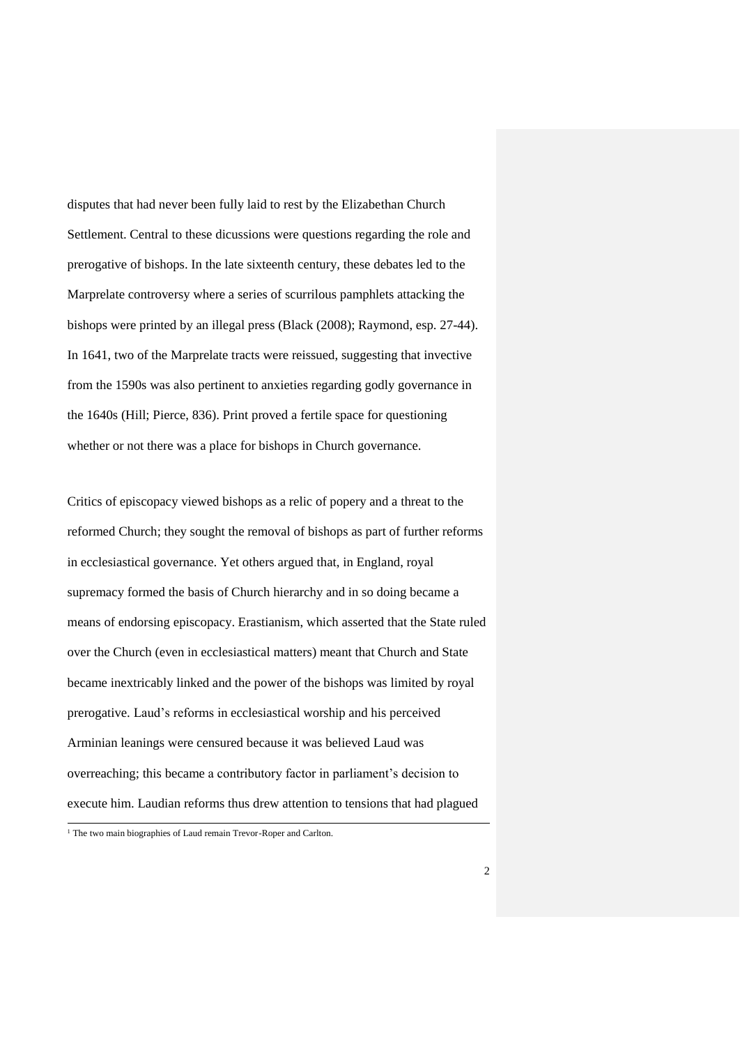disputes that had never been fully laid to rest by the Elizabethan Church Settlement. Central to these dicussions were questions regarding the role and prerogative of bishops. In the late sixteenth century, these debates led to the Marprelate controversy where a series of scurrilous pamphlets attacking the bishops were printed by an illegal press (Black (2008); Raymond, esp. 27-44). In 1641, two of the Marprelate tracts were reissued, suggesting that invective from the 1590s was also pertinent to anxieties regarding godly governance in the 1640s (Hill; Pierce, 836). Print proved a fertile space for questioning whether or not there was a place for bishops in Church governance.

Critics of episcopacy viewed bishops as a relic of popery and a threat to the reformed Church; they sought the removal of bishops as part of further reforms in ecclesiastical governance. Yet others argued that, in England, royal supremacy formed the basis of Church hierarchy and in so doing became a means of endorsing episcopacy. Erastianism, which asserted that the State ruled over the Church (even in ecclesiastical matters) meant that Church and State became inextricably linked and the power of the bishops was limited by royal prerogative. Laud's reforms in ecclesiastical worship and his perceived Arminian leanings were censured because it was believed Laud was overreaching; this became a contributory factor in parliament's decision to execute him. Laudian reforms thus drew attention to tensions that had plagued

[1] The two main biographies of Laud remain Trevor-Roper and Carlton.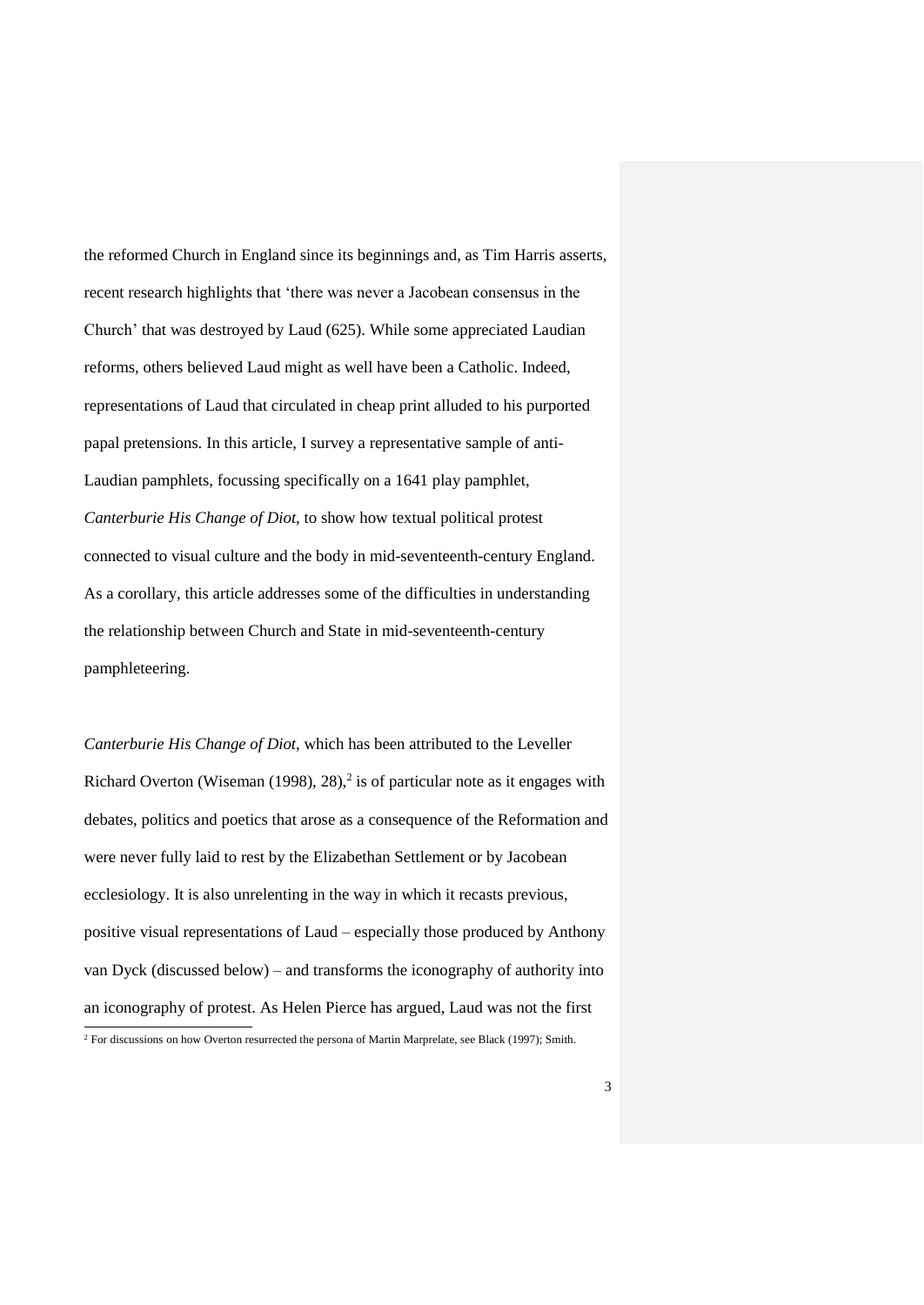the reformed Church in England since its beginnings and, as Tim Harris asserts, recent research highlights that 'there was never a Jacobean consensus in the Church' that was destroyed by Laud (625). While some appreciated Laudian reforms, others believed Laud might as well have been a Catholic. Indeed, representations of Laud that circulated in cheap print alluded to his purported papal pretensions. In this article, I survey a representative sample of anti-Laudian pamphlets, focussing specifically on a 1641 play pamphlet, *Canterburie His Change of Diot*, to show how textual political protest connected to visual culture and the body in mid-seventeenth-century England. As a corollary, this article addresses some of the difficulties in understanding the relationship between Church and State in mid-seventeenth-century pamphleteering.

*Canterburie His Change of Diot*, which has been attributed to the Leveller Richard Overton (Wiseman (1998), 28),[2] is of particular note as it engages with debates, politics and poetics that arose as a consequence of the Reformation and were never fully laid to rest by the Elizabethan Settlement or by Jacobean ecclesiology. It is also unrelenting in the way in which it recasts previous, positive visual representations of Laud – especially those produced by Anthony van Dyck (discussed below) – and transforms the iconography of authority into an iconography of protest. As Helen Pierce has argued, Laud was not the first

[2] For discussions on how Overton resurrected the persona of Martin Marprelate, see Black (1997); Smith.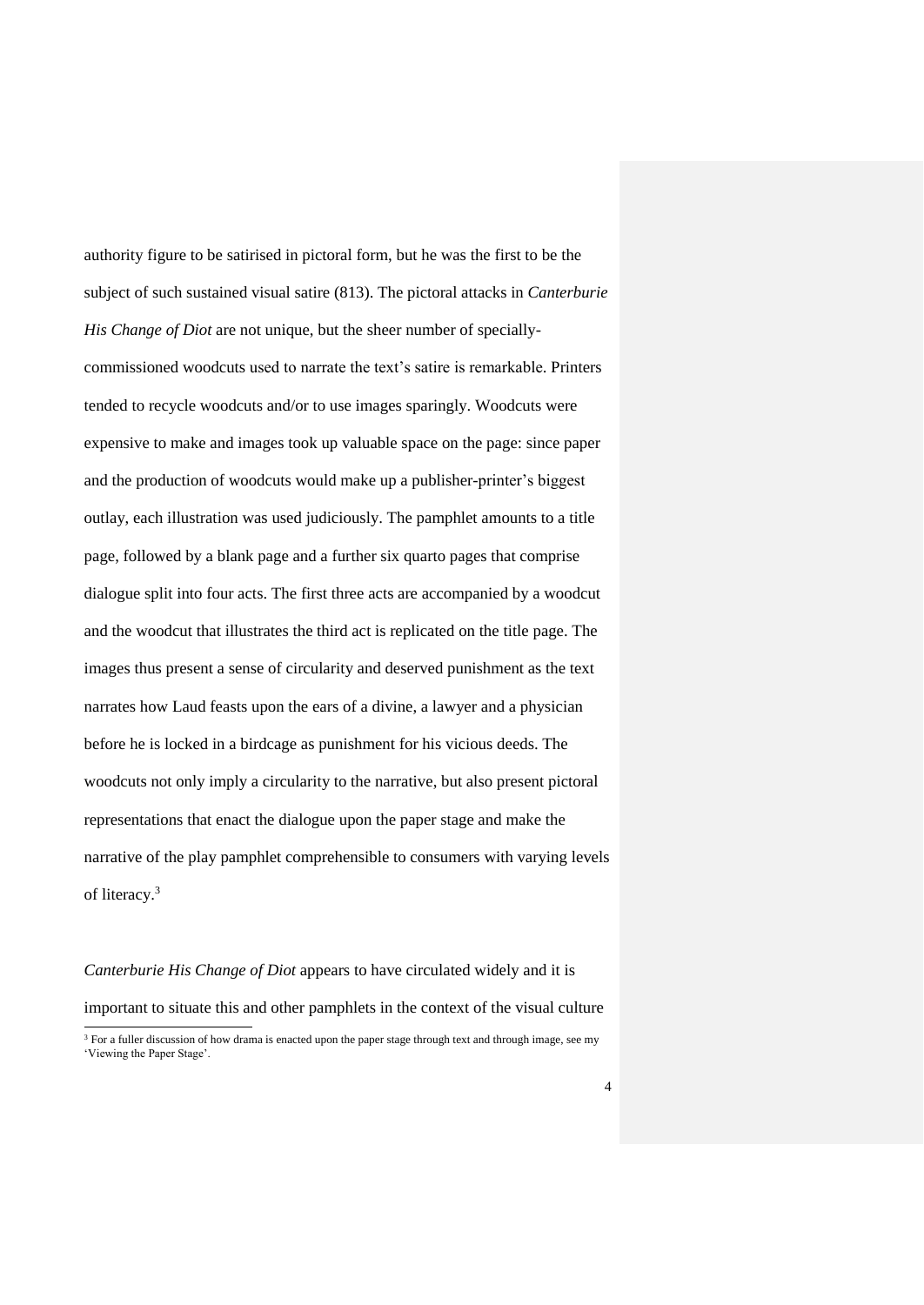authority figure to be satirised in pictoral form, but he was the first to be the subject of such sustained visual satire (813). The pictoral attacks in *Canterburie His Change of Diot* are not unique, but the sheer number of specially-commissioned woodcuts used to narrate the text's satire is remarkable. Printers tended to recycle woodcuts and/or to use images sparingly. Woodcuts were expensive to make and images took up valuable space on the page: since paper and the production of woodcuts would make up a publisher-printer's biggest outlay, each illustration was used judiciously. The pamphlet amounts to a title page, followed by a blank page and a further six quarto pages that comprise dialogue split into four acts. The first three acts are accompanied by a woodcut and the woodcut that illustrates the third act is replicated on the title page. The images thus present a sense of circularity and deserved punishment as the text narrates how Laud feasts upon the ears of a divine, a lawyer and a physician before he is locked in a birdcage as punishment for his vicious deeds. The woodcuts not only imply a circularity to the narrative, but also present pictoral representations that enact the dialogue upon the paper stage and make the narrative of the play pamphlet comprehensible to consumers with varying levels of literacy.[3]

*Canterburie His Change of Diot* appears to have circulated widely and it is important to situate this and other pamphlets in the context of the visual culture

[3] For a fuller discussion of how drama is enacted upon the paper stage through text and through image, see my 'Viewing the Paper Stage'.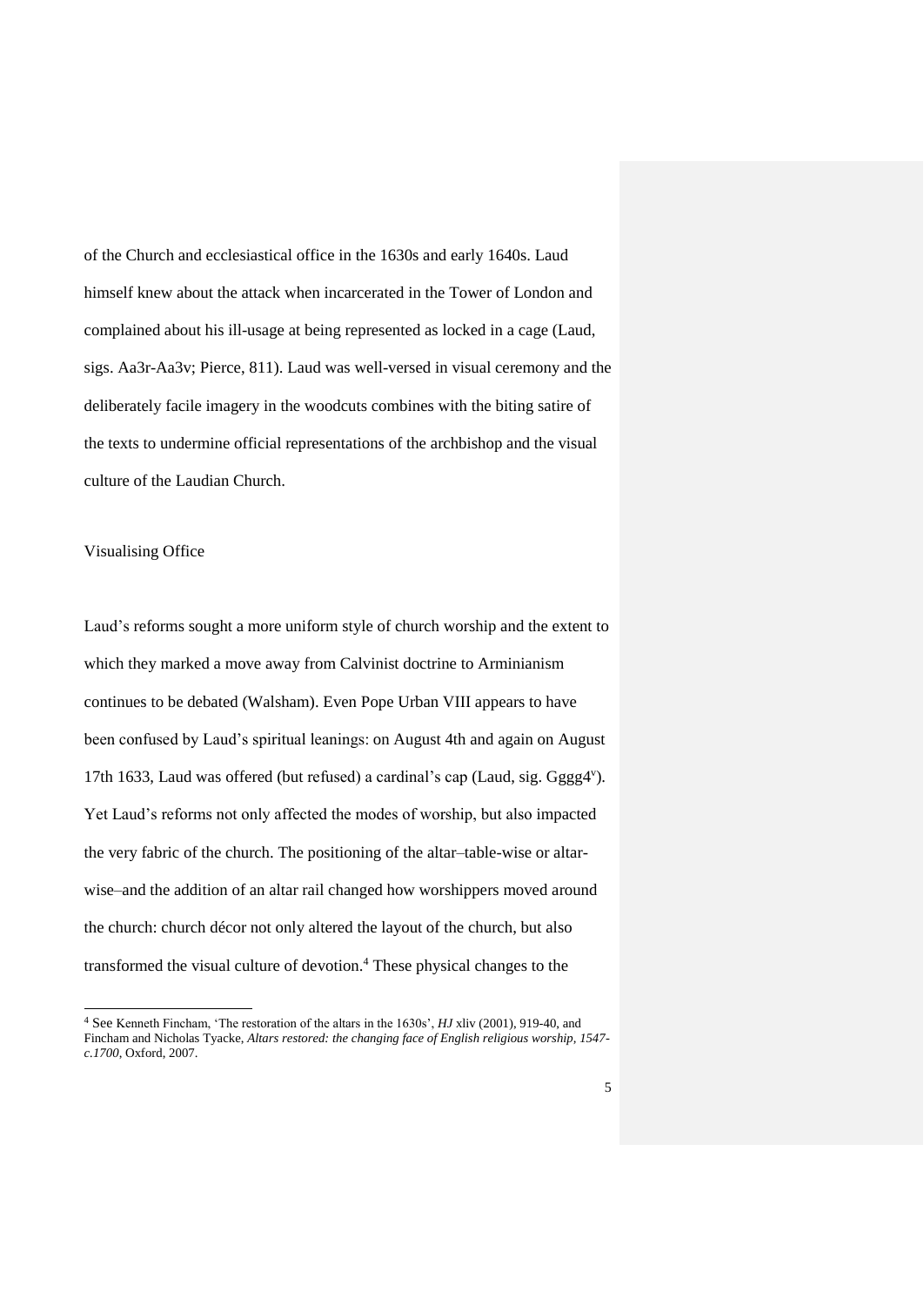of the Church and ecclesiastical office in the 1630s and early 1640s. Laud himself knew about the attack when incarcerated in the Tower of London and complained about his ill-usage at being represented as locked in a cage (Laud, sigs. Aa3r-Aa3v; Pierce, 811). Laud was well-versed in visual ceremony and the deliberately facile imagery in the woodcuts combines with the biting satire of the texts to undermine official representations of the archbishop and the visual culture of the Laudian Church.

## Visualising Office

Laud's reforms sought a more uniform style of church worship and the extent to which they marked a move away from Calvinist doctrine to Arminianism continues to be debated (Walsham). Even Pope Urban VIII appears to have been confused by Laud's spiritual leanings: on August 4th and again on August 17th 1633, Laud was offered (but refused) a cardinal's cap (Laud, sig. Gggg4v). Yet Laud's reforms not only affected the modes of worship, but also impacted the very fabric of the church. The positioning of the altar–table-wise or altar-wise–and the addition of an altar rail changed how worshippers moved around the church: church décor not only altered the layout of the church, but also transformed the visual culture of devotion.[4] These physical changes to the

[4] See Kenneth Fincham, 'The restoration of the altars in the 1630s', *HJ* xliv (2001), 919-40, and Fincham and Nicholas Tyacke, *Altars restored: the changing face of English religious worship, 1547-c.1700*, Oxford, 2007.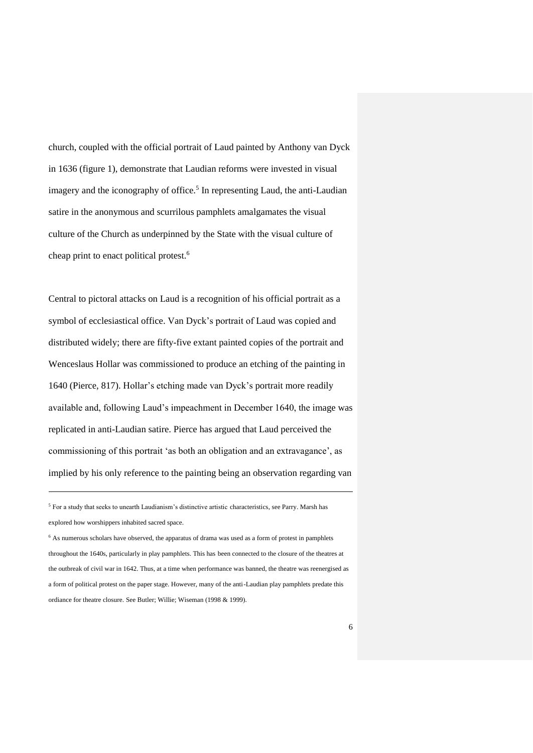church, coupled with the official portrait of Laud painted by Anthony van Dyck in 1636 (figure 1), demonstrate that Laudian reforms were invested in visual imagery and the iconography of office.[5] In representing Laud, the anti-Laudian satire in the anonymous and scurrilous pamphlets amalgamates the visual culture of the Church as underpinned by the State with the visual culture of cheap print to enact political protest.[6]

Central to pictoral attacks on Laud is a recognition of his official portrait as a symbol of ecclesiastical office. Van Dyck's portrait of Laud was copied and distributed widely; there are fifty-five extant painted copies of the portrait and Wenceslaus Hollar was commissioned to produce an etching of the painting in 1640 (Pierce, 817). Hollar's etching made van Dyck's portrait more readily available and, following Laud's impeachment in December 1640, the image was replicated in anti-Laudian satire. Pierce has argued that Laud perceived the commissioning of this portrait 'as both an obligation and an extravagance', as implied by his only reference to the painting being an observation regarding van

---

[5] For a study that seeks to unearth Laudianism's distinctive artistic characteristics, see Parry. Marsh has explored how worshippers inhabited sacred space.

[6] As numerous scholars have observed, the apparatus of drama was used as a form of protest in pamphlets throughout the 1640s, particularly in play pamphlets. This has been connected to the closure of the theatres at the outbreak of civil war in 1642. Thus, at a time when performance was banned, the theatre was reenergised as a form of political protest on the paper stage. However, many of the anti-Laudian play pamphlets predate this ordiance for theatre closure. See Butler; Willie; Wiseman (1998 & 1999).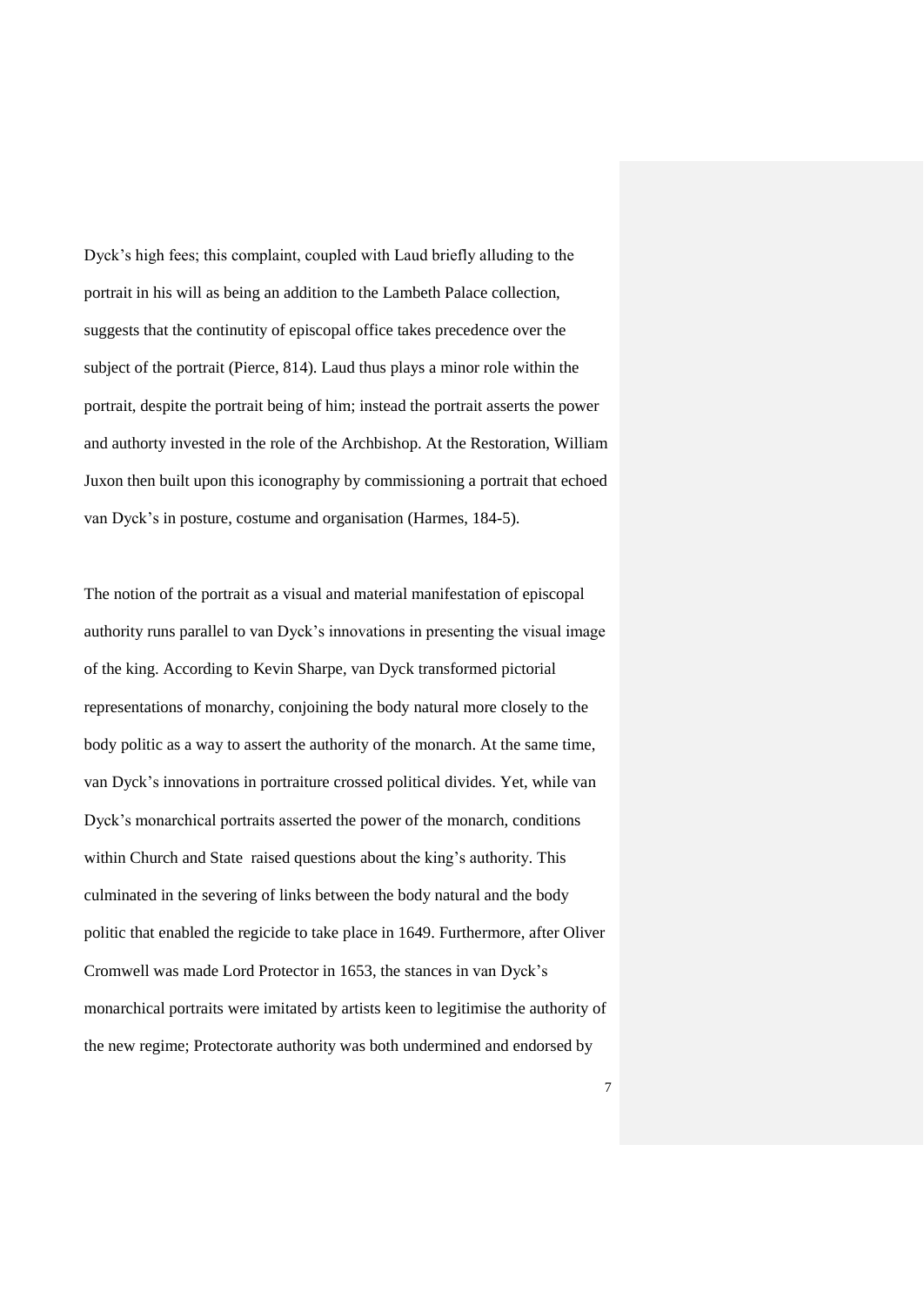Dyck's high fees; this complaint, coupled with Laud briefly alluding to the portrait in his will as being an addition to the Lambeth Palace collection, suggests that the continutity of episcopal office takes precedence over the subject of the portrait (Pierce, 814). Laud thus plays a minor role within the portrait, despite the portrait being of him; instead the portrait asserts the power and authorty invested in the role of the Archbishop. At the Restoration, William Juxon then built upon this iconography by commissioning a portrait that echoed van Dyck's in posture, costume and organisation (Harmes, 184-5).

The notion of the portrait as a visual and material manifestation of episcopal authority runs parallel to van Dyck's innovations in presenting the visual image of the king. According to Kevin Sharpe, van Dyck transformed pictorial representations of monarchy, conjoining the body natural more closely to the body politic as a way to assert the authority of the monarch. At the same time, van Dyck's innovations in portraiture crossed political divides. Yet, while van Dyck's monarchical portraits asserted the power of the monarch, conditions within Church and State  raised questions about the king's authority. This culminated in the severing of links between the body natural and the body politic that enabled the regicide to take place in 1649. Furthermore, after Oliver Cromwell was made Lord Protector in 1653, the stances in van Dyck's monarchical portraits were imitated by artists keen to legitimise the authority of the new regime; Protectorate authority was both undermined and endorsed by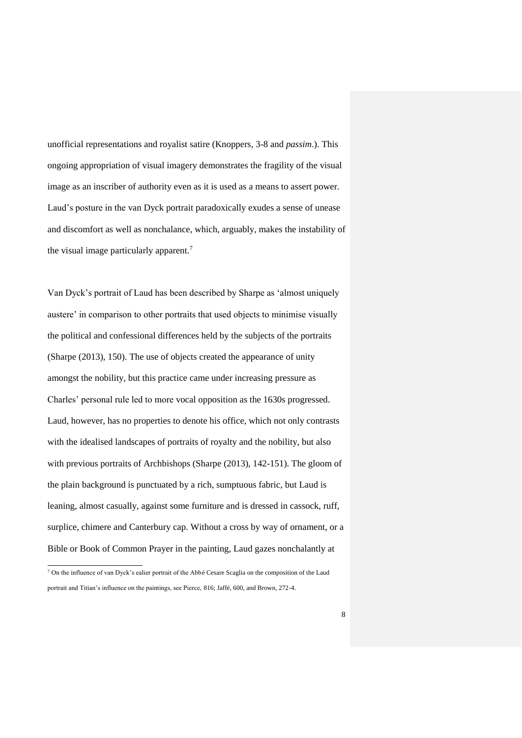unofficial representations and royalist satire (Knoppers, 3-8 and *passim*.). This ongoing appropriation of visual imagery demonstrates the fragility of the visual image as an inscriber of authority even as it is used as a means to assert power. Laud's posture in the van Dyck portrait paradoxically exudes a sense of unease and discomfort as well as nonchalance, which, arguably, makes the instability of the visual image particularly apparent.[7]

Van Dyck's portrait of Laud has been described by Sharpe as 'almost uniquely austere' in comparison to other portraits that used objects to minimise visually the political and confessional differences held by the subjects of the portraits (Sharpe (2013), 150). The use of objects created the appearance of unity amongst the nobility, but this practice came under increasing pressure as Charles' personal rule led to more vocal opposition as the 1630s progressed. Laud, however, has no properties to denote his office, which not only contrasts with the idealised landscapes of portraits of royalty and the nobility, but also with previous portraits of Archbishops (Sharpe (2013), 142-151). The gloom of the plain background is punctuated by a rich, sumptuous fabric, but Laud is leaning, almost casually, against some furniture and is dressed in cassock, ruff, surplice, chimere and Canterbury cap. Without a cross by way of ornament, or a Bible or Book of Common Prayer in the painting, Laud gazes nonchalantly at

[7] On the influence of van Dyck's ealier portrait of the Abbé Cesare Scaglia on the composition of the Laud portrait and Titian's influence on the paintings, see Pierce, 816; Jaffé, 600, and Brown, 272-4.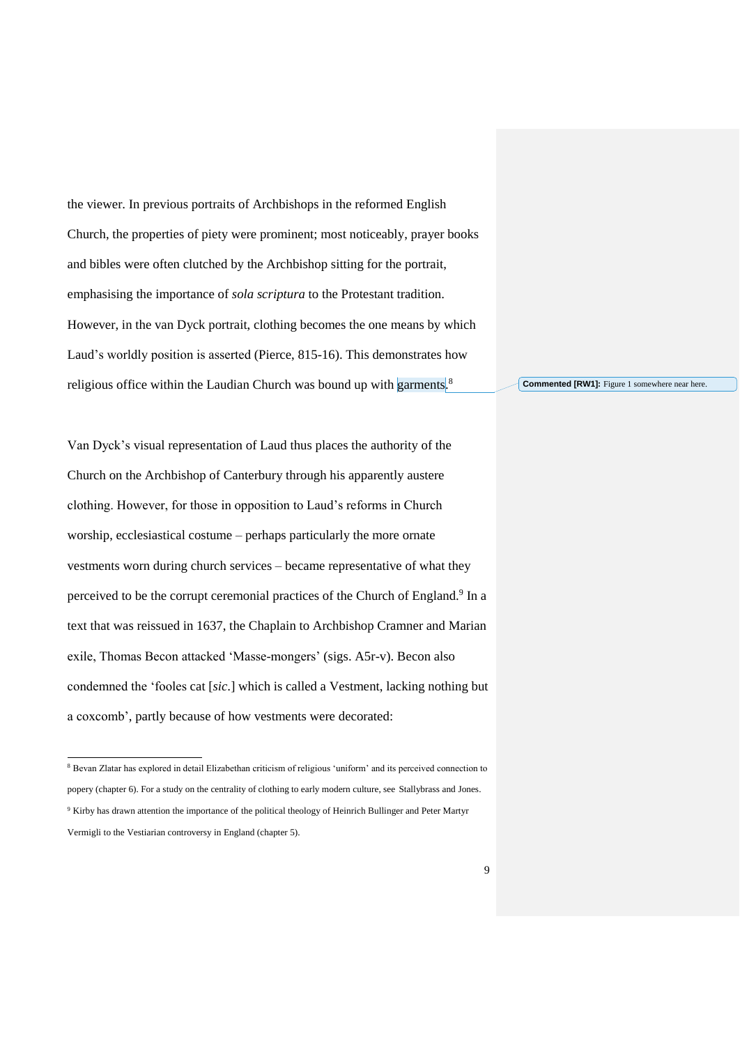the viewer. In previous portraits of Archbishops in the reformed English Church, the properties of piety were prominent; most noticeably, prayer books and bibles were often clutched by the Archbishop sitting for the portrait, emphasising the importance of *sola scriptura* to the Protestant tradition. However, in the van Dyck portrait, clothing becomes the one means by which Laud's worldly position is asserted (Pierce, 815-16). This demonstrates how religious office within the Laudian Church was bound up with garments.[8]

**Commented [RW1]:** Figure 1 somewhere near here.

Van Dyck's visual representation of Laud thus places the authority of the Church on the Archbishop of Canterbury through his apparently austere clothing. However, for those in opposition to Laud's reforms in Church worship, ecclesiastical costume – perhaps particularly the more ornate vestments worn during church services – became representative of what they perceived to be the corrupt ceremonial practices of the Church of England.[9] In a text that was reissued in 1637, the Chaplain to Archbishop Cramner and Marian exile, Thomas Becon attacked 'Masse-mongers' (sigs. A5r-v). Becon also condemned the 'fooles cat [*sic.*] which is called a Vestment, lacking nothing but a coxcomb', partly because of how vestments were decorated:

[8] Bevan Zlatar has explored in detail Elizabethan criticism of religious 'uniform' and its perceived connection to popery (chapter 6). For a study on the centrality of clothing to early modern culture, see Stallybrass and Jones.

[9] Kirby has drawn attention the importance of the political theology of Heinrich Bullinger and Peter Martyr Vermigli to the Vestiarian controversy in England (chapter 5).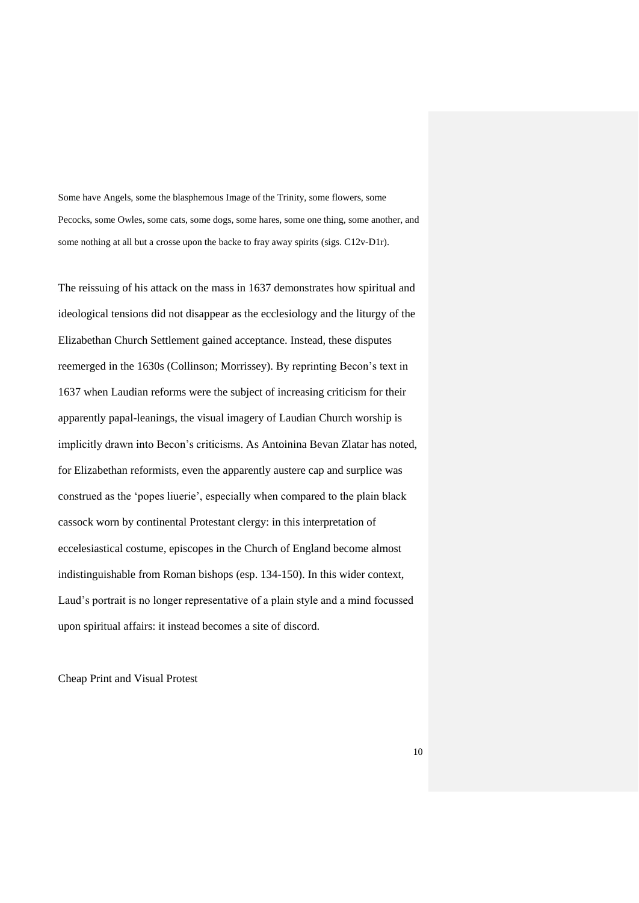> Some have Angels, some the blasphemous Image of the Trinity, some flowers, some Pecocks, some Owles, some cats, some dogs, some hares, some one thing, some another, and some nothing at all but a crosse upon the backe to fray away spirits (sigs. C12v-D1r).

The reissuing of his attack on the mass in 1637 demonstrates how spiritual and ideological tensions did not disappear as the ecclesiology and the liturgy of the Elizabethan Church Settlement gained acceptance. Instead, these disputes reemerged in the 1630s (Collinson; Morrissey). By reprinting Becon's text in 1637 when Laudian reforms were the subject of increasing criticism for their apparently papal-leanings, the visual imagery of Laudian Church worship is implicitly drawn into Becon's criticisms. As Antoinina Bevan Zlatar has noted, for Elizabethan reformists, even the apparently austere cap and surplice was construed as the 'popes liuerie', especially when compared to the plain black cassock worn by continental Protestant clergy: in this interpretation of eccelesiastical costume, episcopes in the Church of England become almost indistinguishable from Roman bishops (esp. 134-150). In this wider context, Laud's portrait is no longer representative of a plain style and a mind focussed upon spiritual affairs: it instead becomes a site of discord.

## Cheap Print and Visual Protest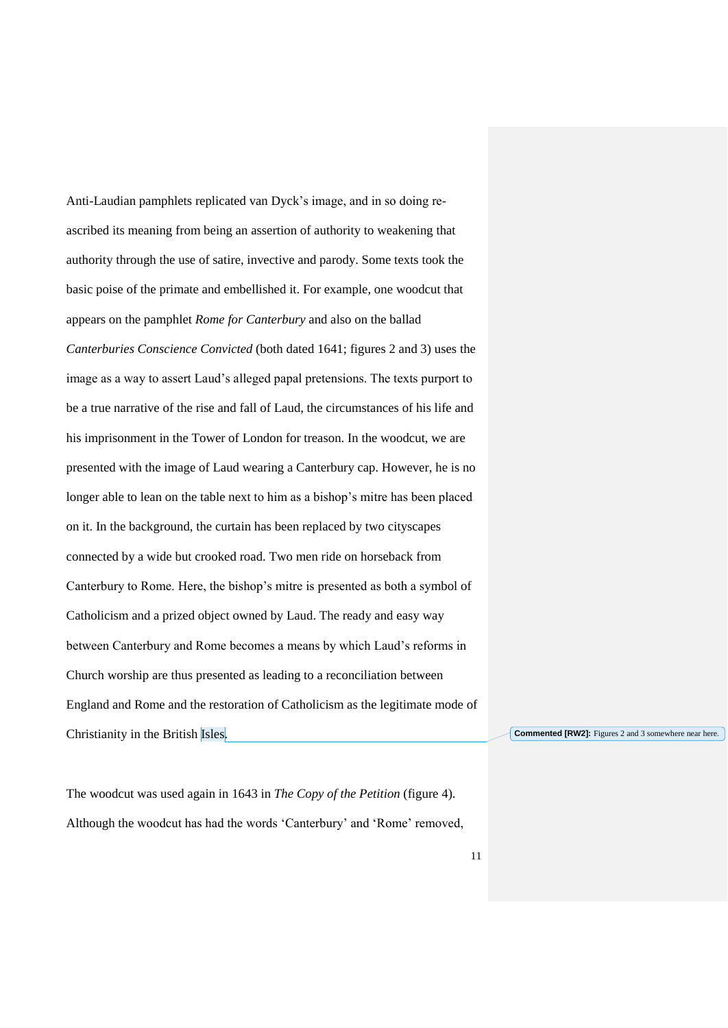Anti-Laudian pamphlets replicated van Dyck's image, and in so doing re-ascribed its meaning from being an assertion of authority to weakening that authority through the use of satire, invective and parody. Some texts took the basic poise of the primate and embellished it. For example, one woodcut that appears on the pamphlet *Rome for Canterbury* and also on the ballad *Canterburies Conscience Convicted* (both dated 1641; figures 2 and 3) uses the image as a way to assert Laud's alleged papal pretensions. The texts purport to be a true narrative of the rise and fall of Laud, the circumstances of his life and his imprisonment in the Tower of London for treason. In the woodcut, we are presented with the image of Laud wearing a Canterbury cap. However, he is no longer able to lean on the table next to him as a bishop's mitre has been placed on it. In the background, the curtain has been replaced by two cityscapes connected by a wide but crooked road. Two men ride on horseback from Canterbury to Rome. Here, the bishop's mitre is presented as both a symbol of Catholicism and a prized object owned by Laud. The ready and easy way between Canterbury and Rome becomes a means by which Laud's reforms in Church worship are thus presented as leading to a reconciliation between England and Rome and the restoration of Catholicism as the legitimate mode of Christianity in the British Isles.

**Commented [RW2]:** Figures 2 and 3 somewhere near here.

The woodcut was used again in 1643 in *The Copy of the Petition* (figure 4). Although the woodcut has had the words 'Canterbury' and 'Rome' removed,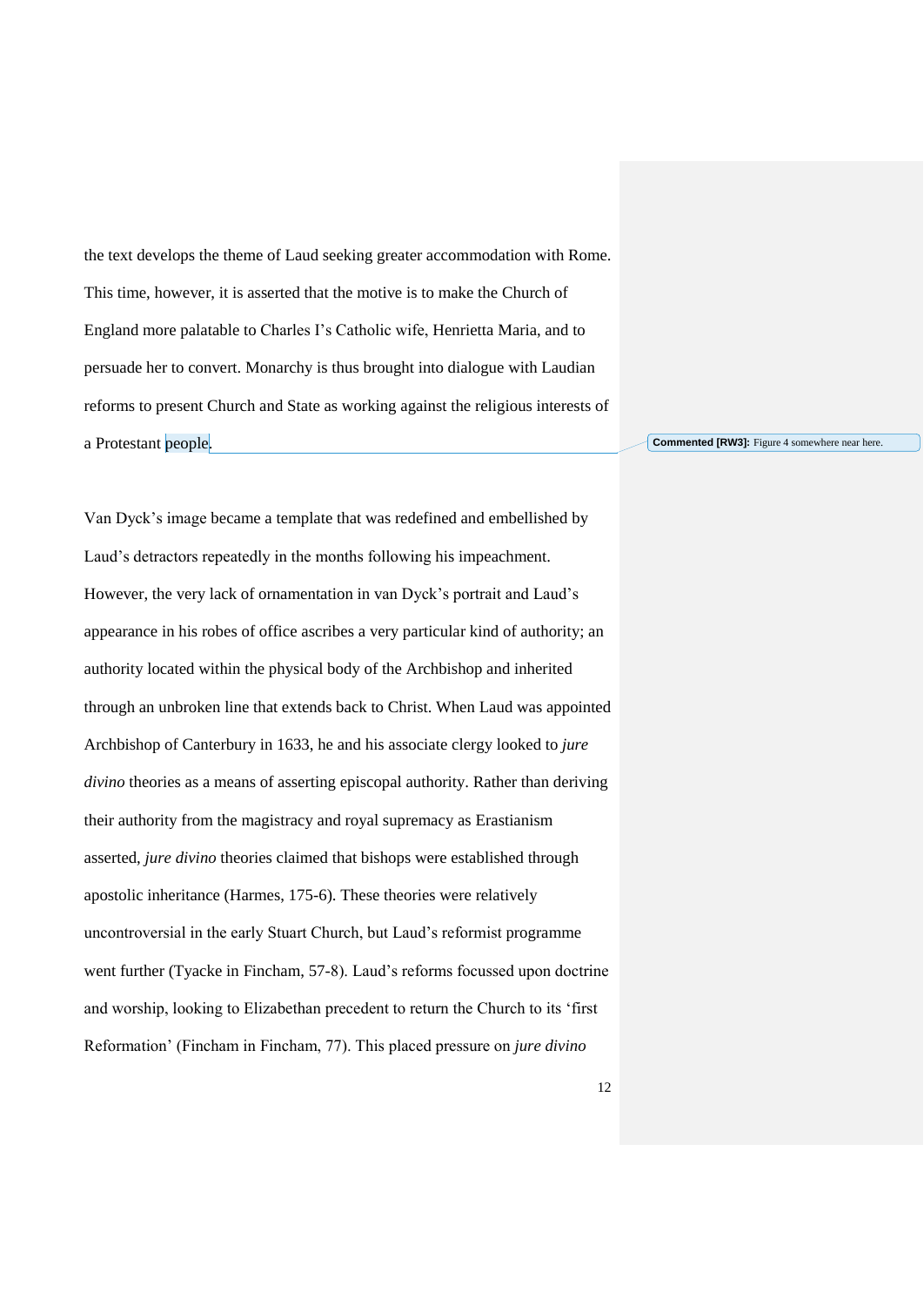the text develops the theme of Laud seeking greater accommodation with Rome. This time, however, it is asserted that the motive is to make the Church of England more palatable to Charles I's Catholic wife, Henrietta Maria, and to persuade her to convert. Monarchy is thus brought into dialogue with Laudian reforms to present Church and State as working against the religious interests of a Protestant people.

**Commented [RW3]:** Figure 4 somewhere near here.

Van Dyck's image became a template that was redefined and embellished by Laud's detractors repeatedly in the months following his impeachment. However, the very lack of ornamentation in van Dyck's portrait and Laud's appearance in his robes of office ascribes a very particular kind of authority; an authority located within the physical body of the Archbishop and inherited through an unbroken line that extends back to Christ. When Laud was appointed Archbishop of Canterbury in 1633, he and his associate clergy looked to *jure divino* theories as a means of asserting episcopal authority. Rather than deriving their authority from the magistracy and royal supremacy as Erastianism asserted, *jure divino* theories claimed that bishops were established through apostolic inheritance (Harmes, 175-6). These theories were relatively uncontroversial in the early Stuart Church, but Laud's reformist programme went further (Tyacke in Fincham, 57-8). Laud's reforms focussed upon doctrine and worship, looking to Elizabethan precedent to return the Church to its 'first Reformation' (Fincham in Fincham, 77). This placed pressure on *jure divino*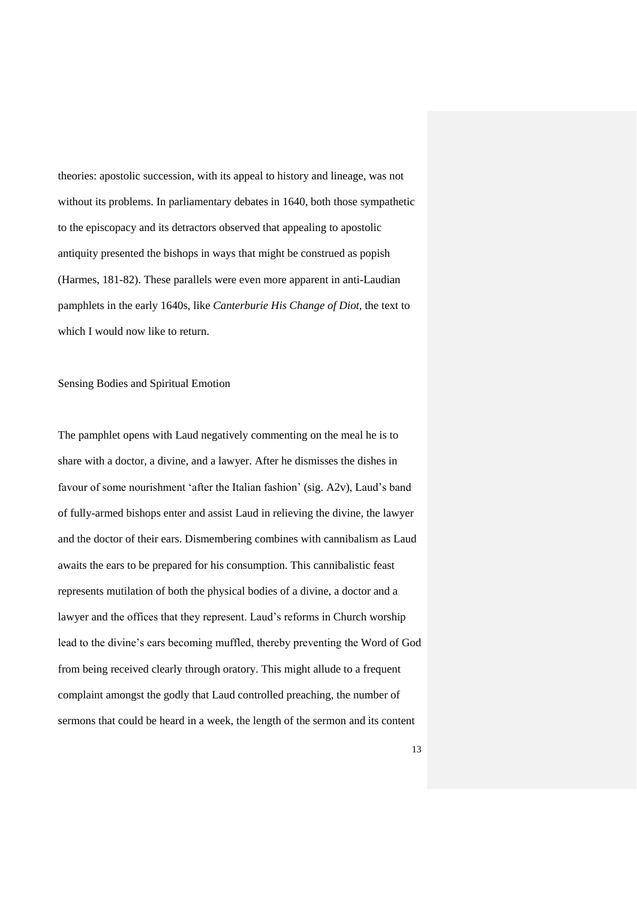theories: apostolic succession, with its appeal to history and lineage, was not without its problems. In parliamentary debates in 1640, both those sympathetic to the episcopacy and its detractors observed that appealing to apostolic antiquity presented the bishops in ways that might be construed as popish (Harmes, 181-82). These parallels were even more apparent in anti-Laudian pamphlets in the early 1640s, like *Canterburie His Change of Diot*, the text to which I would now like to return.

## Sensing Bodies and Spiritual Emotion

The pamphlet opens with Laud negatively commenting on the meal he is to share with a doctor, a divine, and a lawyer. After he dismisses the dishes in favour of some nourishment 'after the Italian fashion' (sig. A2v), Laud's band of fully-armed bishops enter and assist Laud in relieving the divine, the lawyer and the doctor of their ears. Dismembering combines with cannibalism as Laud awaits the ears to be prepared for his consumption. This cannibalistic feast represents mutilation of both the physical bodies of a divine, a doctor and a lawyer and the offices that they represent. Laud's reforms in Church worship lead to the divine's ears becoming muffled, thereby preventing the Word of God from being received clearly through oratory. This might allude to a frequent complaint amongst the godly that Laud controlled preaching, the number of sermons that could be heard in a week, the length of the sermon and its content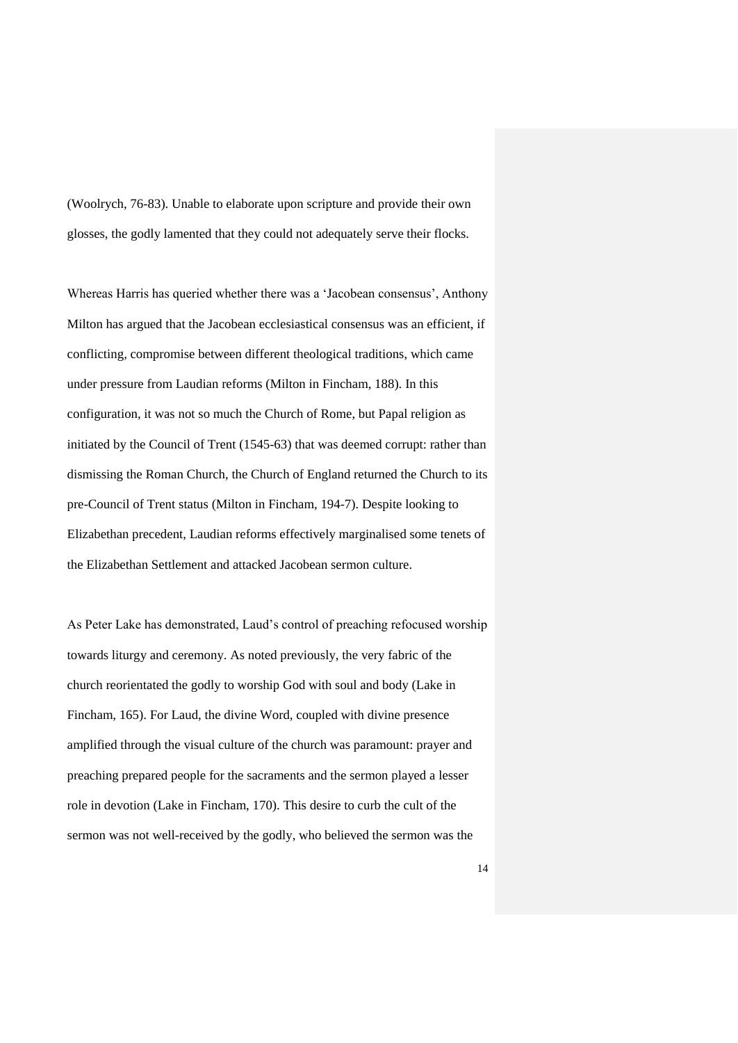(Woolrych, 76-83). Unable to elaborate upon scripture and provide their own glosses, the godly lamented that they could not adequately serve their flocks.

Whereas Harris has queried whether there was a 'Jacobean consensus', Anthony Milton has argued that the Jacobean ecclesiastical consensus was an efficient, if conflicting, compromise between different theological traditions, which came under pressure from Laudian reforms (Milton in Fincham, 188). In this configuration, it was not so much the Church of Rome, but Papal religion as initiated by the Council of Trent (1545-63) that was deemed corrupt: rather than dismissing the Roman Church, the Church of England returned the Church to its pre-Council of Trent status (Milton in Fincham, 194-7). Despite looking to Elizabethan precedent, Laudian reforms effectively marginalised some tenets of the Elizabethan Settlement and attacked Jacobean sermon culture.

As Peter Lake has demonstrated, Laud's control of preaching refocused worship towards liturgy and ceremony. As noted previously, the very fabric of the church reorientated the godly to worship God with soul and body (Lake in Fincham, 165). For Laud, the divine Word, coupled with divine presence amplified through the visual culture of the church was paramount: prayer and preaching prepared people for the sacraments and the sermon played a lesser role in devotion (Lake in Fincham, 170). This desire to curb the cult of the sermon was not well-received by the godly, who believed the sermon was the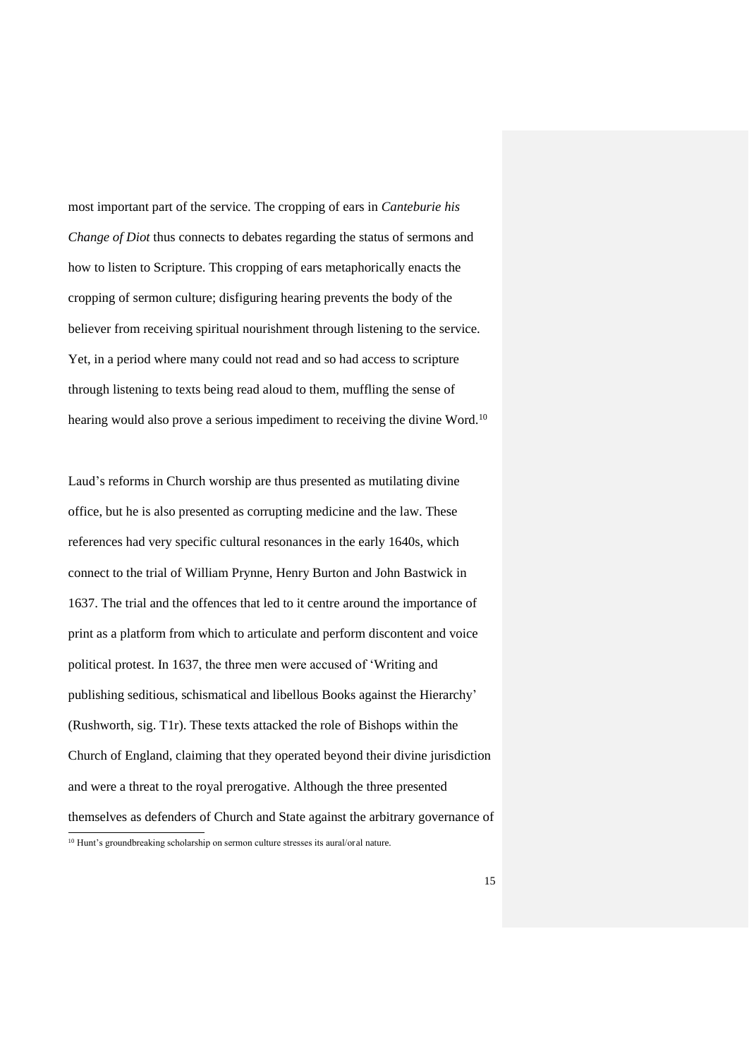most important part of the service. The cropping of ears in *Canteburie his Change of Diot* thus connects to debates regarding the status of sermons and how to listen to Scripture. This cropping of ears metaphorically enacts the cropping of sermon culture; disfiguring hearing prevents the body of the believer from receiving spiritual nourishment through listening to the service. Yet, in a period where many could not read and so had access to scripture through listening to texts being read aloud to them, muffling the sense of hearing would also prove a serious impediment to receiving the divine Word.[10]

Laud's reforms in Church worship are thus presented as mutilating divine office, but he is also presented as corrupting medicine and the law. These references had very specific cultural resonances in the early 1640s, which connect to the trial of William Prynne, Henry Burton and John Bastwick in 1637. The trial and the offences that led to it centre around the importance of print as a platform from which to articulate and perform discontent and voice political protest. In 1637, the three men were accused of 'Writing and publishing seditious, schismatical and libellous Books against the Hierarchy' (Rushworth, sig. T1r). These texts attacked the role of Bishops within the Church of England, claiming that they operated beyond their divine jurisdiction and were a threat to the royal prerogative. Although the three presented themselves as defenders of Church and State against the arbitrary governance of

[10] Hunt's groundbreaking scholarship on sermon culture stresses its aural/oral nature.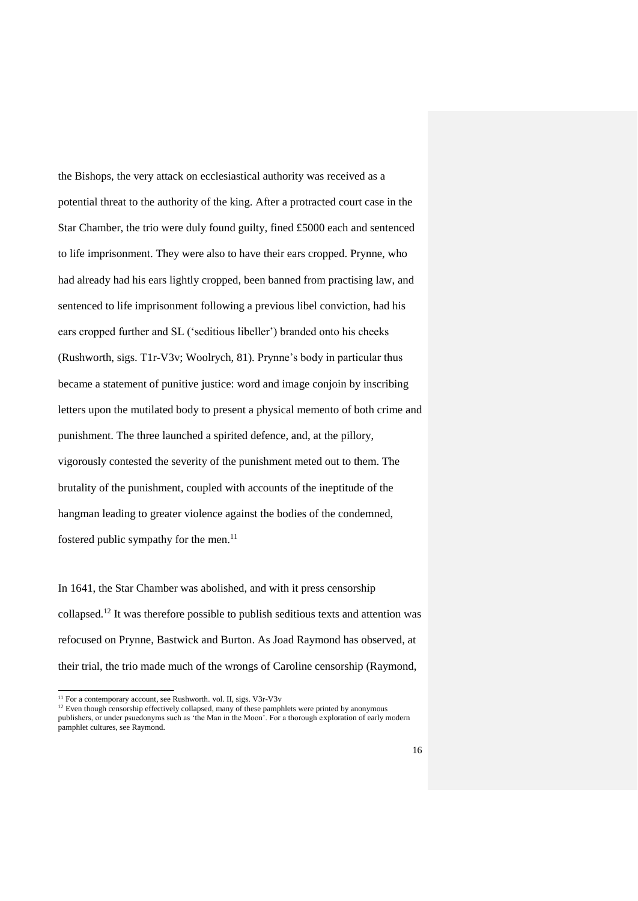the Bishops, the very attack on ecclesiastical authority was received as a potential threat to the authority of the king. After a protracted court case in the Star Chamber, the trio were duly found guilty, fined £5000 each and sentenced to life imprisonment. They were also to have their ears cropped. Prynne, who had already had his ears lightly cropped, been banned from practising law, and sentenced to life imprisonment following a previous libel conviction, had his ears cropped further and SL ('seditious libeller') branded onto his cheeks (Rushworth, sigs. T1r-V3v; Woolrych, 81). Prynne's body in particular thus became a statement of punitive justice: word and image conjoin by inscribing letters upon the mutilated body to present a physical memento of both crime and punishment. The three launched a spirited defence, and, at the pillory, vigorously contested the severity of the punishment meted out to them. The brutality of the punishment, coupled with accounts of the ineptitude of the hangman leading to greater violence against the bodies of the condemned, fostered public sympathy for the men.[11]

In 1641, the Star Chamber was abolished, and with it press censorship collapsed.[12] It was therefore possible to publish seditious texts and attention was refocused on Prynne, Bastwick and Burton. As Joad Raymond has observed, at their trial, the trio made much of the wrongs of Caroline censorship (Raymond,

[11] For a contemporary account, see Rushworth. vol. II, sigs. V3r-V3v

[12] Even though censorship effectively collapsed, many of these pamphlets were printed by anonymous publishers, or under psuedonyms such as 'the Man in the Moon'. For a thorough exploration of early modern pamphlet cultures, see Raymond.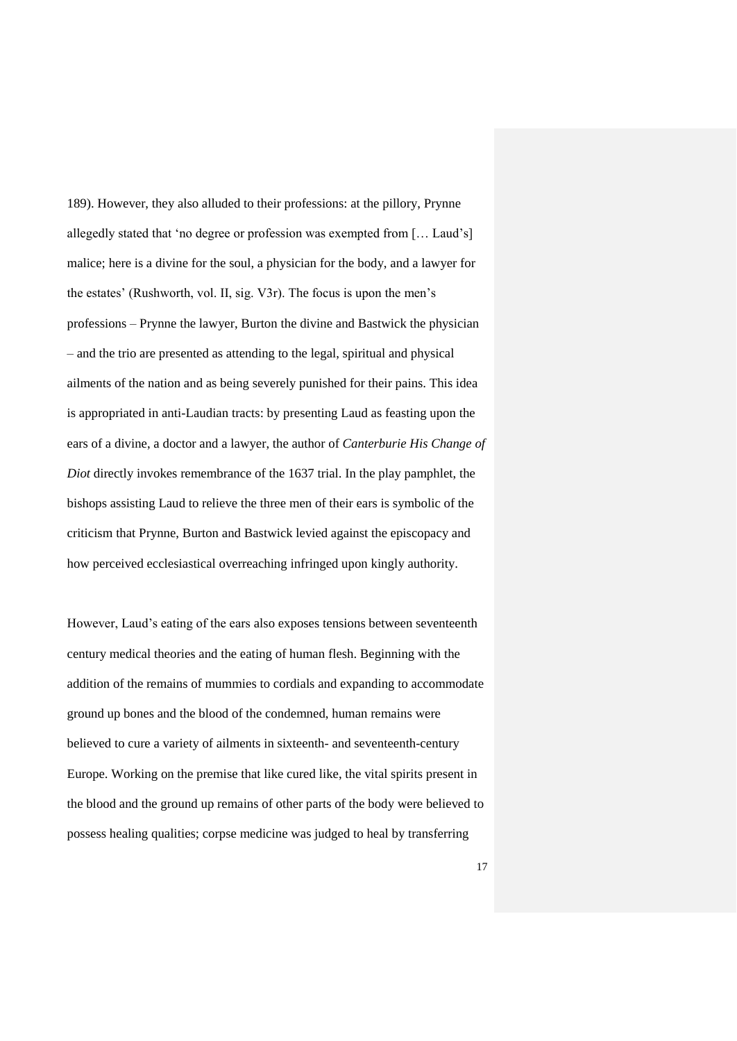189). However, they also alluded to their professions: at the pillory, Prynne allegedly stated that 'no degree or profession was exempted from [… Laud's] malice; here is a divine for the soul, a physician for the body, and a lawyer for the estates' (Rushworth, vol. II, sig. V3r). The focus is upon the men's professions – Prynne the lawyer, Burton the divine and Bastwick the physician – and the trio are presented as attending to the legal, spiritual and physical ailments of the nation and as being severely punished for their pains. This idea is appropriated in anti-Laudian tracts: by presenting Laud as feasting upon the ears of a divine, a doctor and a lawyer, the author of *Canterburie His Change of Diot* directly invokes remembrance of the 1637 trial. In the play pamphlet, the bishops assisting Laud to relieve the three men of their ears is symbolic of the criticism that Prynne, Burton and Bastwick levied against the episcopacy and how perceived ecclesiastical overreaching infringed upon kingly authority.

However, Laud's eating of the ears also exposes tensions between seventeenth century medical theories and the eating of human flesh. Beginning with the addition of the remains of mummies to cordials and expanding to accommodate ground up bones and the blood of the condemned, human remains were believed to cure a variety of ailments in sixteenth- and seventeenth-century Europe. Working on the premise that like cured like, the vital spirits present in the blood and the ground up remains of other parts of the body were believed to possess healing qualities; corpse medicine was judged to heal by transferring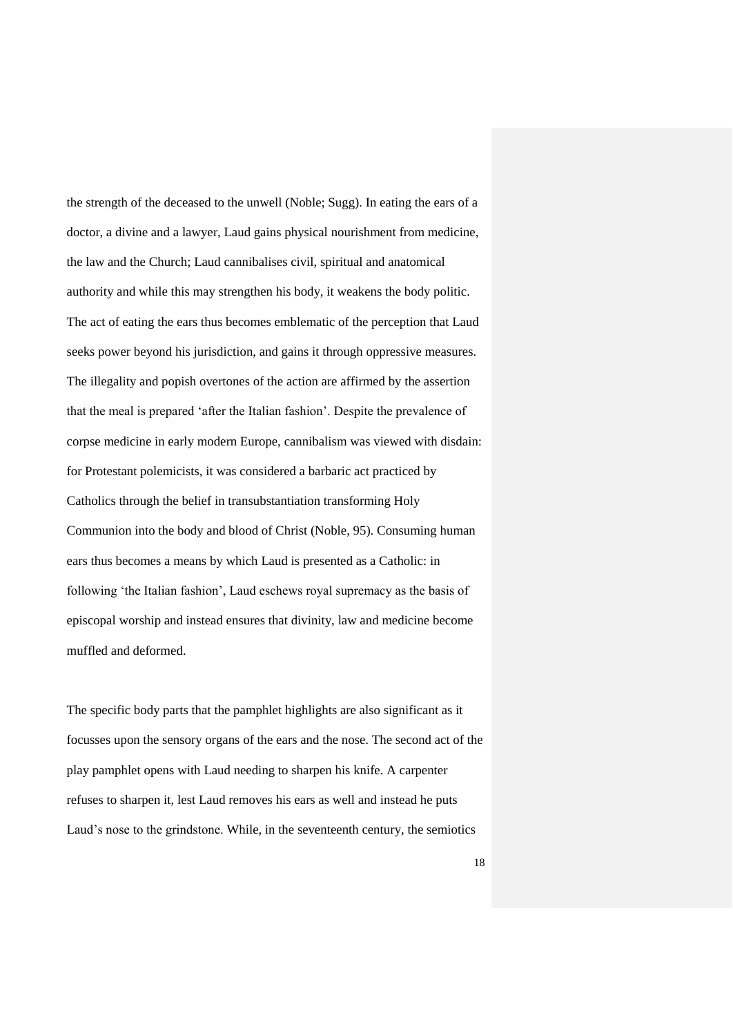the strength of the deceased to the unwell (Noble; Sugg). In eating the ears of a doctor, a divine and a lawyer, Laud gains physical nourishment from medicine, the law and the Church; Laud cannibalises civil, spiritual and anatomical authority and while this may strengthen his body, it weakens the body politic. The act of eating the ears thus becomes emblematic of the perception that Laud seeks power beyond his jurisdiction, and gains it through oppressive measures. The illegality and popish overtones of the action are affirmed by the assertion that the meal is prepared 'after the Italian fashion'. Despite the prevalence of corpse medicine in early modern Europe, cannibalism was viewed with disdain: for Protestant polemicists, it was considered a barbaric act practiced by Catholics through the belief in transubstantiation transforming Holy Communion into the body and blood of Christ (Noble, 95). Consuming human ears thus becomes a means by which Laud is presented as a Catholic: in following 'the Italian fashion', Laud eschews royal supremacy as the basis of episcopal worship and instead ensures that divinity, law and medicine become muffled and deformed.

The specific body parts that the pamphlet highlights are also significant as it focusses upon the sensory organs of the ears and the nose. The second act of the play pamphlet opens with Laud needing to sharpen his knife. A carpenter refuses to sharpen it, lest Laud removes his ears as well and instead he puts Laud's nose to the grindstone. While, in the seventeenth century, the semiotics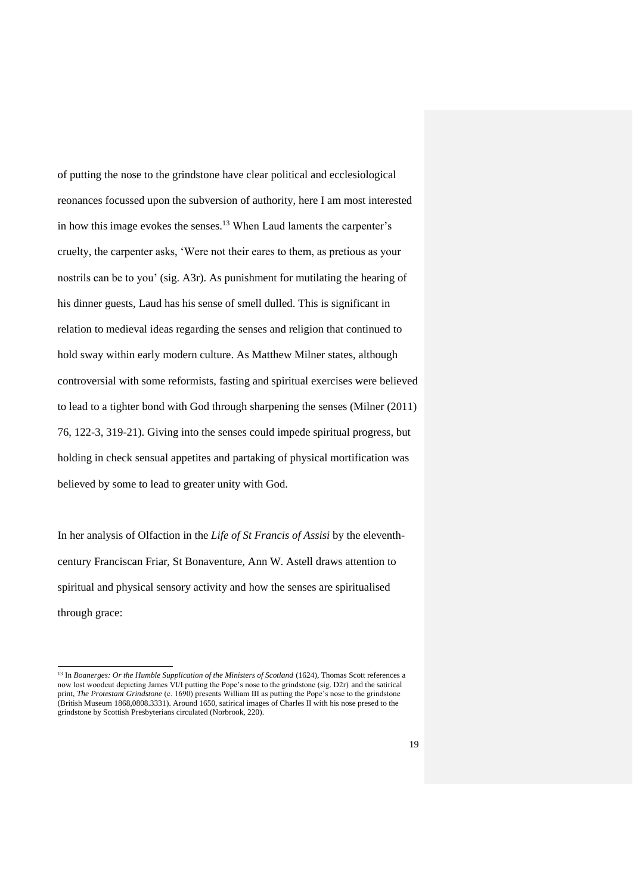of putting the nose to the grindstone have clear political and ecclesiological reonances focussed upon the subversion of authority, here I am most interested in how this image evokes the senses.[13] When Laud laments the carpenter's cruelty, the carpenter asks, 'Were not their eares to them, as pretious as your nostrils can be to you' (sig. A3r). As punishment for mutilating the hearing of his dinner guests, Laud has his sense of smell dulled. This is significant in relation to medieval ideas regarding the senses and religion that continued to hold sway within early modern culture. As Matthew Milner states, although controversial with some reformists, fasting and spiritual exercises were believed to lead to a tighter bond with God through sharpening the senses (Milner (2011) 76, 122-3, 319-21). Giving into the senses could impede spiritual progress, but holding in check sensual appetites and partaking of physical mortification was believed by some to lead to greater unity with God.

In her analysis of Olfaction in the *Life of St Francis of Assisi* by the eleventh-century Franciscan Friar, St Bonaventure, Ann W. Astell draws attention to spiritual and physical sensory activity and how the senses are spiritualised through grace:

[13] In *Boanerges: Or the Humble Supplication of the Ministers of Scotland* (1624), Thomas Scott references a now lost woodcut depicting James VI/I putting the Pope's nose to the grindstone (sig. D2r) and the satirical print, *The Protestant Grindstone* (c. 1690) presents William III as putting the Pope's nose to the grindstone (British Museum 1868,0808.3331). Around 1650, satirical images of Charles II with his nose presed to the grindstone by Scottish Presbyterians circulated (Norbrook, 220).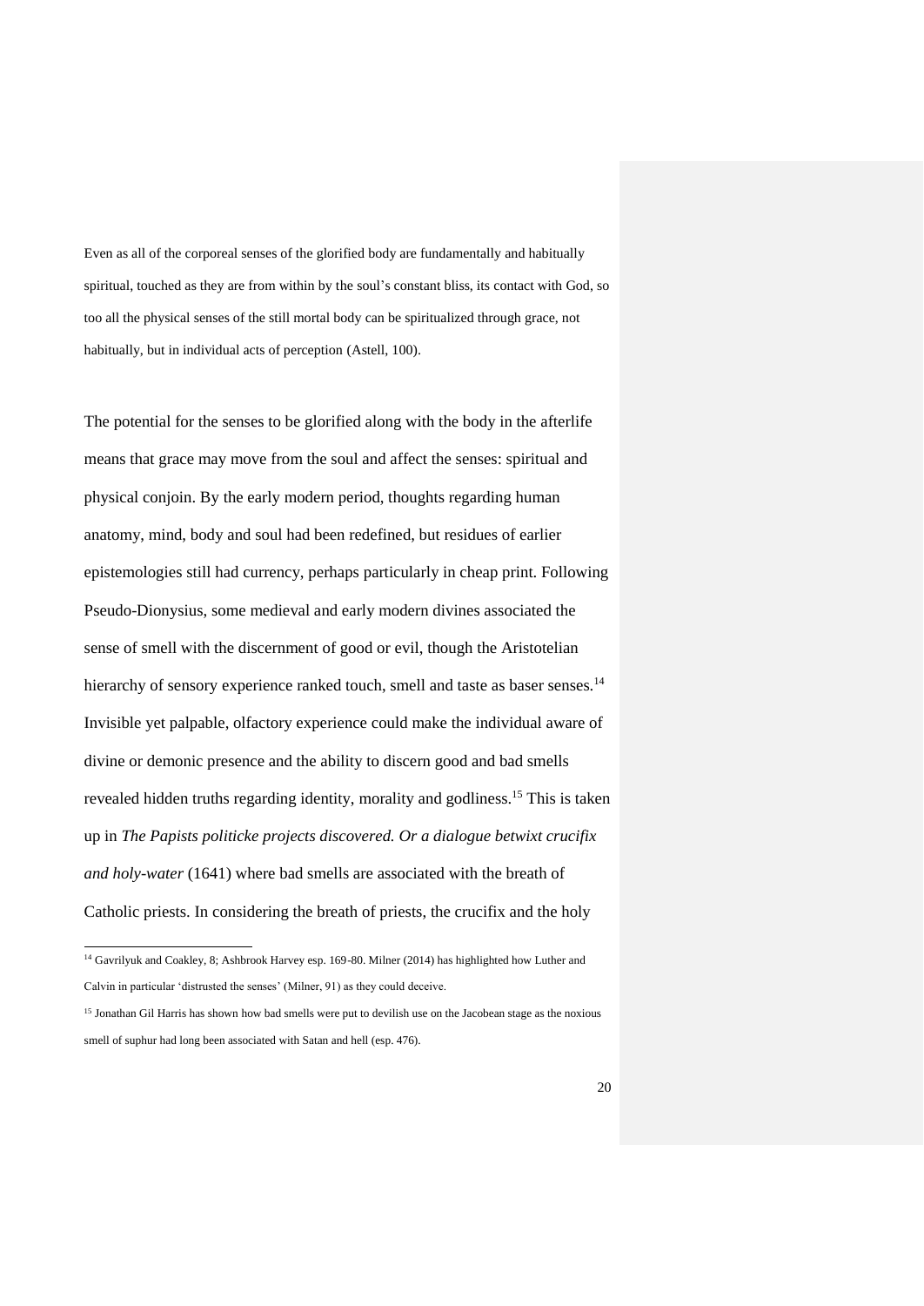Even as all of the corporeal senses of the glorified body are fundamentally and habitually spiritual, touched as they are from within by the soul's constant bliss, its contact with God, so too all the physical senses of the still mortal body can be spiritualized through grace, not habitually, but in individual acts of perception (Astell, 100).

The potential for the senses to be glorified along with the body in the afterlife means that grace may move from the soul and affect the senses: spiritual and physical conjoin. By the early modern period, thoughts regarding human anatomy, mind, body and soul had been redefined, but residues of earlier epistemologies still had currency, perhaps particularly in cheap print. Following Pseudo-Dionysius, some medieval and early modern divines associated the sense of smell with the discernment of good or evil, though the Aristotelian hierarchy of sensory experience ranked touch, smell and taste as baser senses.[14] Invisible yet palpable, olfactory experience could make the individual aware of divine or demonic presence and the ability to discern good and bad smells revealed hidden truths regarding identity, morality and godliness.[15] This is taken up in *The Papists politicke projects discovered. Or a dialogue betwixt crucifix and holy-water* (1641) where bad smells are associated with the breath of Catholic priests. In considering the breath of priests, the crucifix and the holy

[14] Gavrilyuk and Coakley, 8; Ashbrook Harvey esp. 169-80. Milner (2014) has highlighted how Luther and Calvin in particular 'distrusted the senses' (Milner, 91) as they could deceive.

[15] Jonathan Gil Harris has shown how bad smells were put to devilish use on the Jacobean stage as the noxious smell of suphur had long been associated with Satan and hell (esp. 476).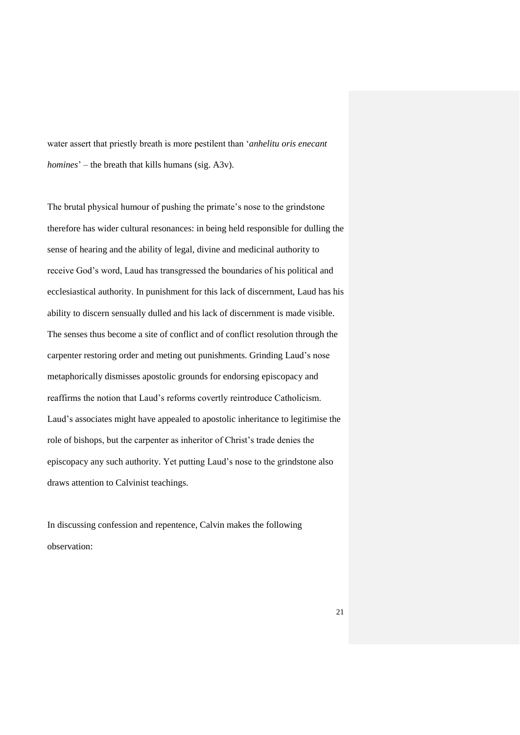water assert that priestly breath is more pestilent than '*anhelitu oris enecant homines*' – the breath that kills humans (sig. A3v).

The brutal physical humour of pushing the primate's nose to the grindstone therefore has wider cultural resonances: in being held responsible for dulling the sense of hearing and the ability of legal, divine and medicinal authority to receive God's word, Laud has transgressed the boundaries of his political and ecclesiastical authority. In punishment for this lack of discernment, Laud has his ability to discern sensually dulled and his lack of discernment is made visible. The senses thus become a site of conflict and of conflict resolution through the carpenter restoring order and meting out punishments. Grinding Laud's nose metaphorically dismisses apostolic grounds for endorsing episcopacy and reaffirms the notion that Laud's reforms covertly reintroduce Catholicism. Laud's associates might have appealed to apostolic inheritance to legitimise the role of bishops, but the carpenter as inheritor of Christ's trade denies the episcopacy any such authority. Yet putting Laud's nose to the grindstone also draws attention to Calvinist teachings.

In discussing confession and repentence, Calvin makes the following observation: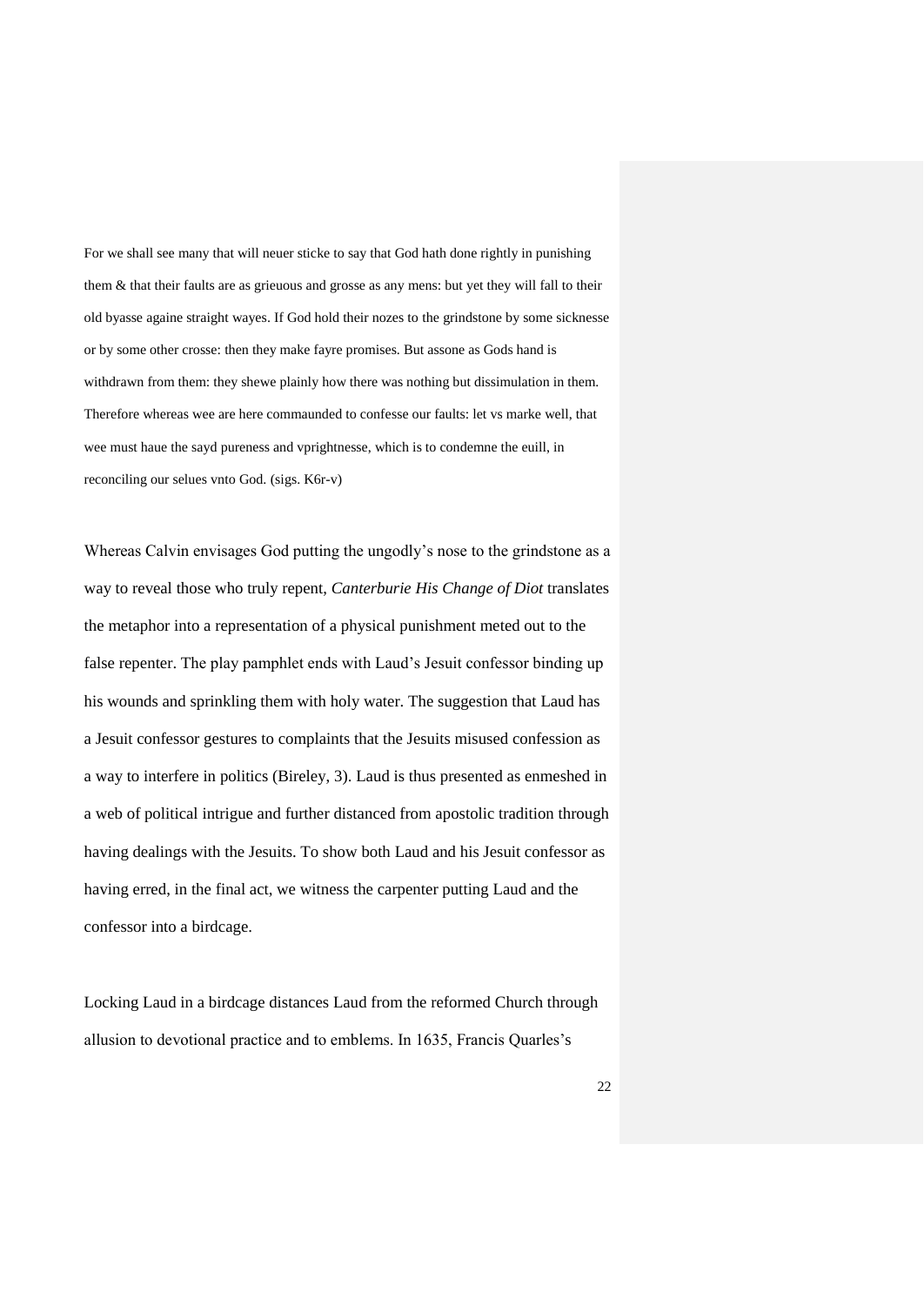> For we shall see many that will neuer sticke to say that God hath done rightly in punishing them & that their faults are as grieuous and grosse as any mens: but yet they will fall to their old byasse againe straight wayes. If God hold their nozes to the grindstone by some sicknesse or by some other crosse: then they make fayre promises. But assone as Gods hand is withdrawn from them: they shewe plainly how there was nothing but dissimulation in them. Therefore whereas wee are here commaunded to confesse our faults: let vs marke well, that wee must haue the sayd pureness and vprightnesse, which is to condemne the euill, in reconciling our selues vnto God. (sigs. K6r-v)

Whereas Calvin envisages God putting the ungodly's nose to the grindstone as a way to reveal those who truly repent, *Canterburie His Change of Diot* translates the metaphor into a representation of a physical punishment meted out to the false repenter. The play pamphlet ends with Laud's Jesuit confessor binding up his wounds and sprinkling them with holy water. The suggestion that Laud has a Jesuit confessor gestures to complaints that the Jesuits misused confession as a way to interfere in politics (Bireley, 3). Laud is thus presented as enmeshed in a web of political intrigue and further distanced from apostolic tradition through having dealings with the Jesuits. To show both Laud and his Jesuit confessor as having erred, in the final act, we witness the carpenter putting Laud and the confessor into a birdcage.

Locking Laud in a birdcage distances Laud from the reformed Church through allusion to devotional practice and to emblems. In 1635, Francis Quarles's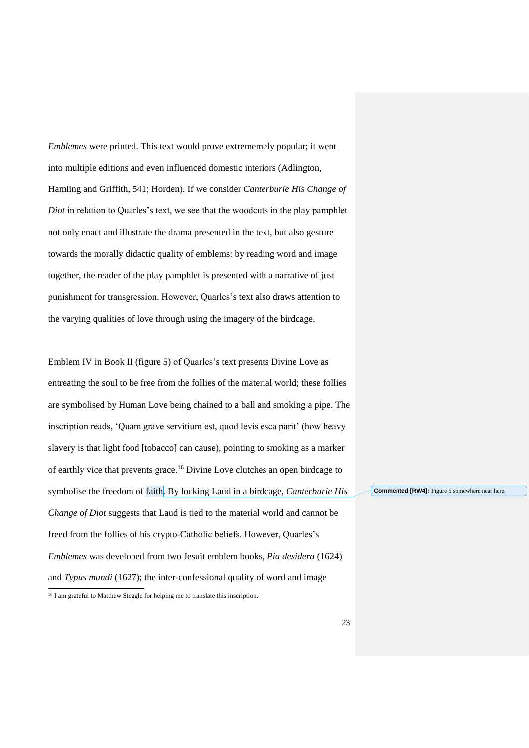*Emblemes* were printed. This text would prove extrememely popular; it went into multiple editions and even influenced domestic interiors (Adlington, Hamling and Griffith, 541; Horden). If we consider *Canterburie His Change of Diot* in relation to Quarles's text, we see that the woodcuts in the play pamphlet not only enact and illustrate the drama presented in the text, but also gesture towards the morally didactic quality of emblems: by reading word and image together, the reader of the play pamphlet is presented with a narrative of just punishment for transgression. However, Quarles's text also draws attention to the varying qualities of love through using the imagery of the birdcage.

Emblem IV in Book II (figure 5) of Quarles's text presents Divine Love as entreating the soul to be free from the follies of the material world; these follies are symbolised by Human Love being chained to a ball and smoking a pipe. The inscription reads, 'Quam grave servitium est, quod levis esca parit' (how heavy slavery is that light food [tobacco] can cause), pointing to smoking as a marker of earthly vice that prevents grace.[16] Divine Love clutches an open birdcage to symbolise the freedom of faith. By locking Laud in a birdcage, *Canterburie His Change of Diot* suggests that Laud is tied to the material world and cannot be freed from the follies of his crypto-Catholic beliefs. However, Quarles's *Emblemes* was developed from two Jesuit emblem books, *Pia desidera* (1624) and *Typus mundi* (1627); the inter-confessional quality of word and image

**Commented [RW4]:** Figure 5 somewhere near here.

[16] I am grateful to Matthew Steggle for helping me to translate this inscription.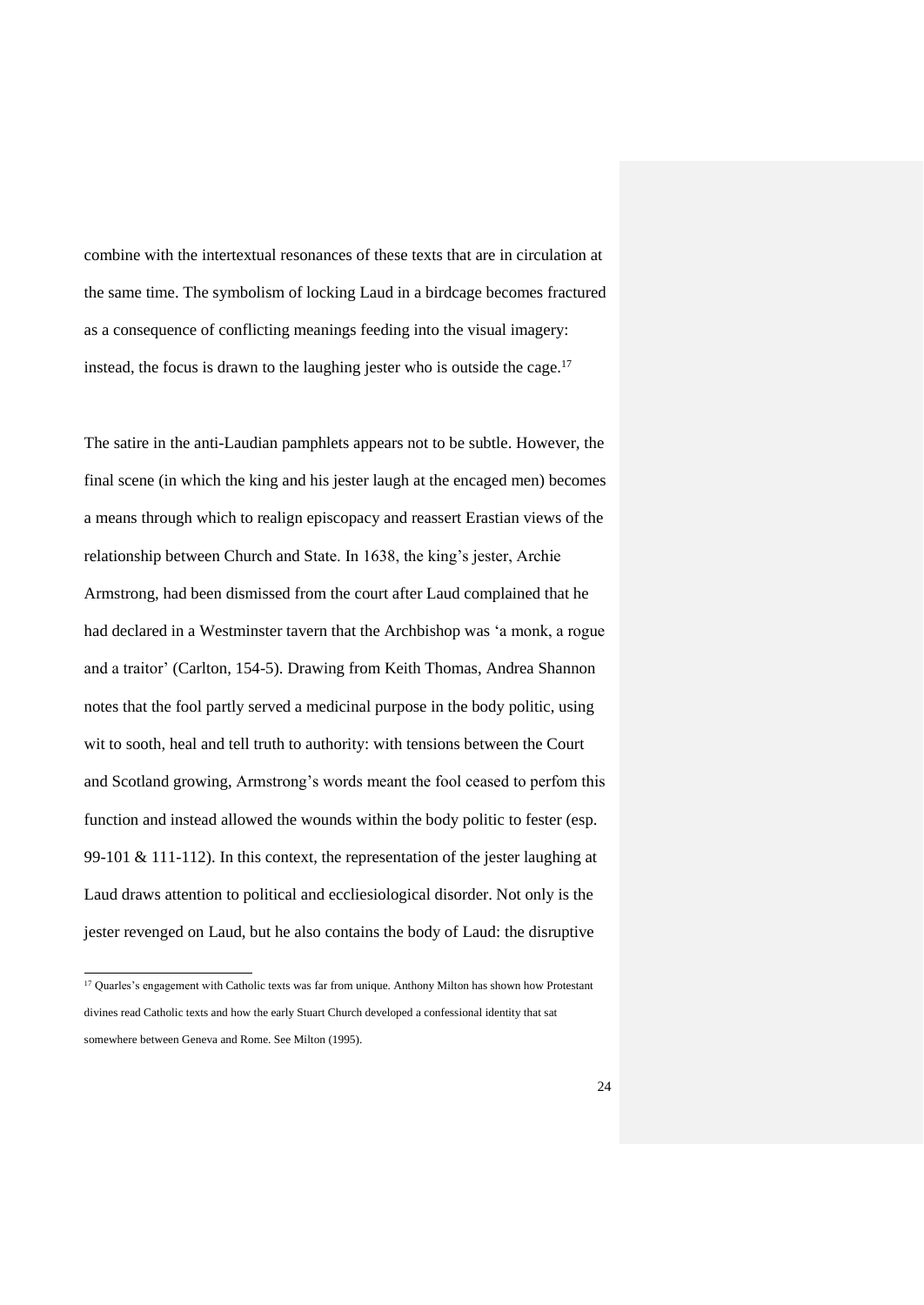combine with the intertextual resonances of these texts that are in circulation at the same time. The symbolism of locking Laud in a birdcage becomes fractured as a consequence of conflicting meanings feeding into the visual imagery: instead, the focus is drawn to the laughing jester who is outside the cage.[17]

The satire in the anti-Laudian pamphlets appears not to be subtle. However, the final scene (in which the king and his jester laugh at the encaged men) becomes a means through which to realign episcopacy and reassert Erastian views of the relationship between Church and State. In 1638, the king's jester, Archie Armstrong, had been dismissed from the court after Laud complained that he had declared in a Westminster tavern that the Archbishop was 'a monk, a rogue and a traitor' (Carlton, 154-5). Drawing from Keith Thomas, Andrea Shannon notes that the fool partly served a medicinal purpose in the body politic, using wit to sooth, heal and tell truth to authority: with tensions between the Court and Scotland growing, Armstrong's words meant the fool ceased to perfom this function and instead allowed the wounds within the body politic to fester (esp. 99-101 & 111-112). In this context, the representation of the jester laughing at Laud draws attention to political and ecclesiological disorder. Not only is the jester revenged on Laud, but he also contains the body of Laud: the disruptive

[17] Quarles's engagement with Catholic texts was far from unique. Anthony Milton has shown how Protestant divines read Catholic texts and how the early Stuart Church developed a confessional identity that sat somewhere between Geneva and Rome. See Milton (1995).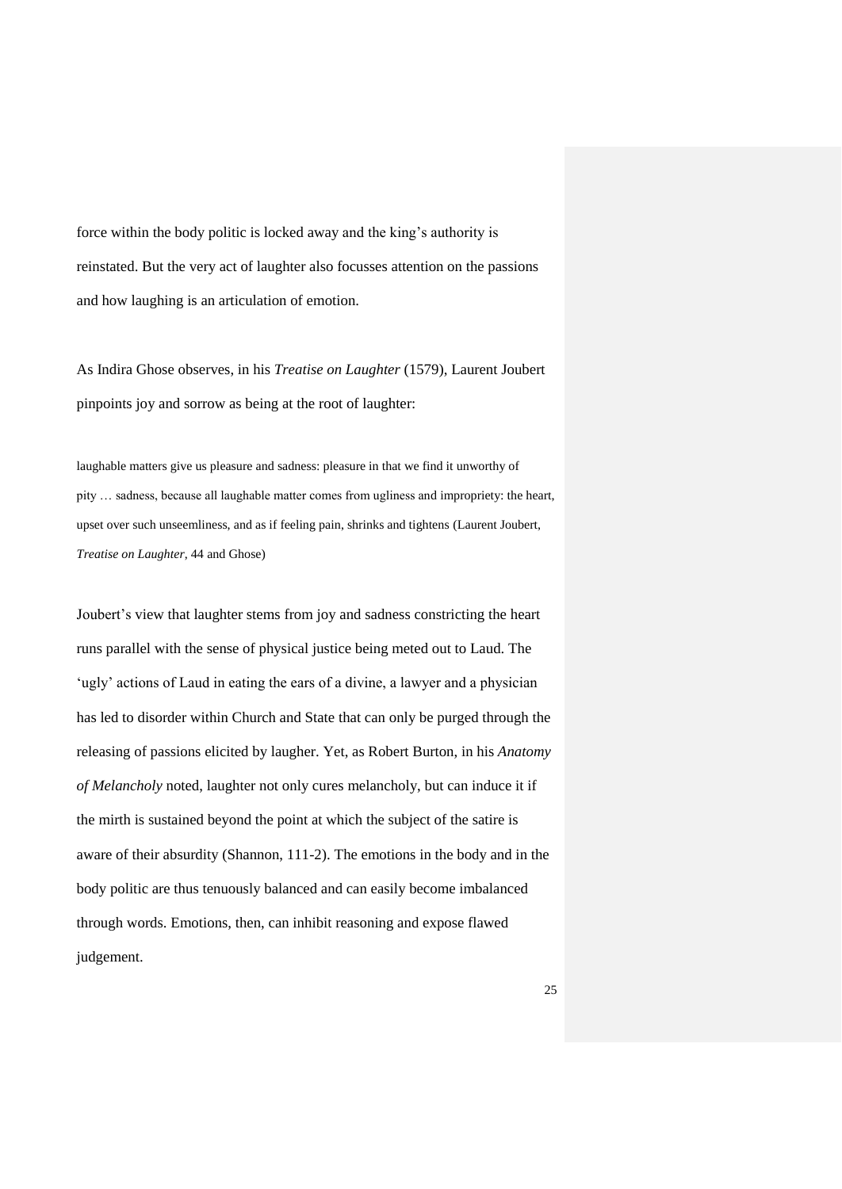force within the body politic is locked away and the king's authority is reinstated. But the very act of laughter also focusses attention on the passions and how laughing is an articulation of emotion.

As Indira Ghose observes, in his *Treatise on Laughter* (1579), Laurent Joubert pinpoints joy and sorrow as being at the root of laughter:

> laughable matters give us pleasure and sadness: pleasure in that we find it unworthy of pity … sadness, because all laughable matter comes from ugliness and impropriety: the heart, upset over such unseemliness, and as if feeling pain, shrinks and tightens (Laurent Joubert, *Treatise on Laughter*, 44 and Ghose)

Joubert's view that laughter stems from joy and sadness constricting the heart runs parallel with the sense of physical justice being meted out to Laud. The 'ugly' actions of Laud in eating the ears of a divine, a lawyer and a physician has led to disorder within Church and State that can only be purged through the releasing of passions elicited by laugher. Yet, as Robert Burton, in his *Anatomy of Melancholy* noted, laughter not only cures melancholy, but can induce it if the mirth is sustained beyond the point at which the subject of the satire is aware of their absurdity (Shannon, 111-2). The emotions in the body and in the body politic are thus tenuously balanced and can easily become imbalanced through words. Emotions, then, can inhibit reasoning and expose flawed judgement.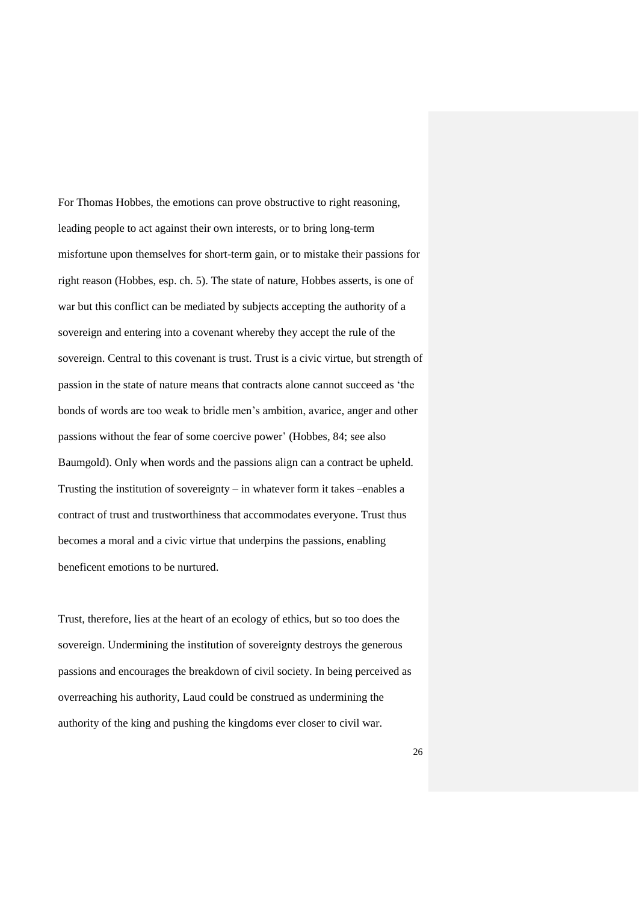For Thomas Hobbes, the emotions can prove obstructive to right reasoning, leading people to act against their own interests, or to bring long-term misfortune upon themselves for short-term gain, or to mistake their passions for right reason (Hobbes, esp. ch. 5). The state of nature, Hobbes asserts, is one of war but this conflict can be mediated by subjects accepting the authority of a sovereign and entering into a covenant whereby they accept the rule of the sovereign. Central to this covenant is trust. Trust is a civic virtue, but strength of passion in the state of nature means that contracts alone cannot succeed as 'the bonds of words are too weak to bridle men's ambition, avarice, anger and other passions without the fear of some coercive power' (Hobbes, 84; see also Baumgold). Only when words and the passions align can a contract be upheld. Trusting the institution of sovereignty – in whatever form it takes –enables a contract of trust and trustworthiness that accommodates everyone. Trust thus becomes a moral and a civic virtue that underpins the passions, enabling beneficent emotions to be nurtured.

Trust, therefore, lies at the heart of an ecology of ethics, but so too does the sovereign. Undermining the institution of sovereignty destroys the generous passions and encourages the breakdown of civil society. In being perceived as overreaching his authority, Laud could be construed as undermining the authority of the king and pushing the kingdoms ever closer to civil war.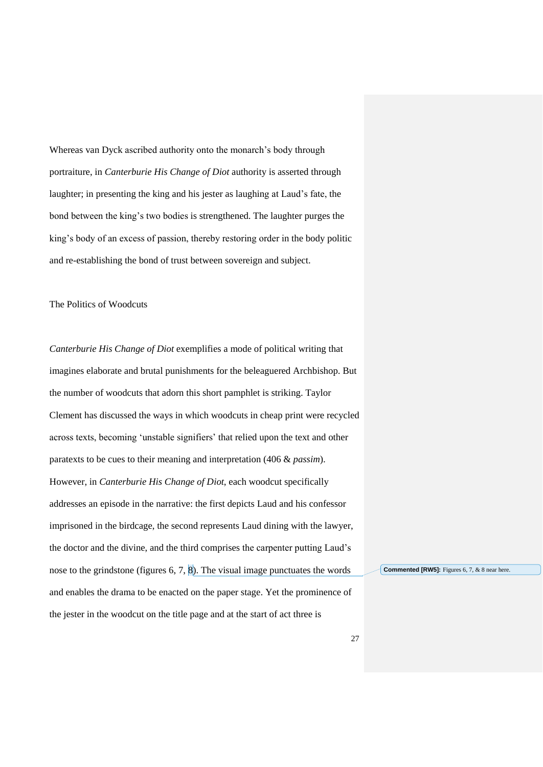Whereas van Dyck ascribed authority onto the monarch's body through portraiture, in *Canterburie His Change of Diot* authority is asserted through laughter; in presenting the king and his jester as laughing at Laud's fate, the bond between the king's two bodies is strengthened. The laughter purges the king's body of an excess of passion, thereby restoring order in the body politic and re-establishing the bond of trust between sovereign and subject.

## The Politics of Woodcuts

*Canterburie His Change of Diot* exemplifies a mode of political writing that imagines elaborate and brutal punishments for the beleaguered Archbishop. But the number of woodcuts that adorn this short pamphlet is striking. Taylor Clement has discussed the ways in which woodcuts in cheap print were recycled across texts, becoming 'unstable signifiers' that relied upon the text and other paratexts to be cues to their meaning and interpretation (406 & *passim*). However, in *Canterburie His Change of Diot*, each woodcut specifically addresses an episode in the narrative: the first depicts Laud and his confessor imprisoned in the birdcage, the second represents Laud dining with the lawyer, the doctor and the divine, and the third comprises the carpenter putting Laud's nose to the grindstone (figures 6, 7, 8). The visual image punctuates the words and enables the drama to be enacted on the paper stage. Yet the prominence of the jester in the woodcut on the title page and at the start of act three is

**Commented [RW5]:** Figures 6, 7, & 8 near here.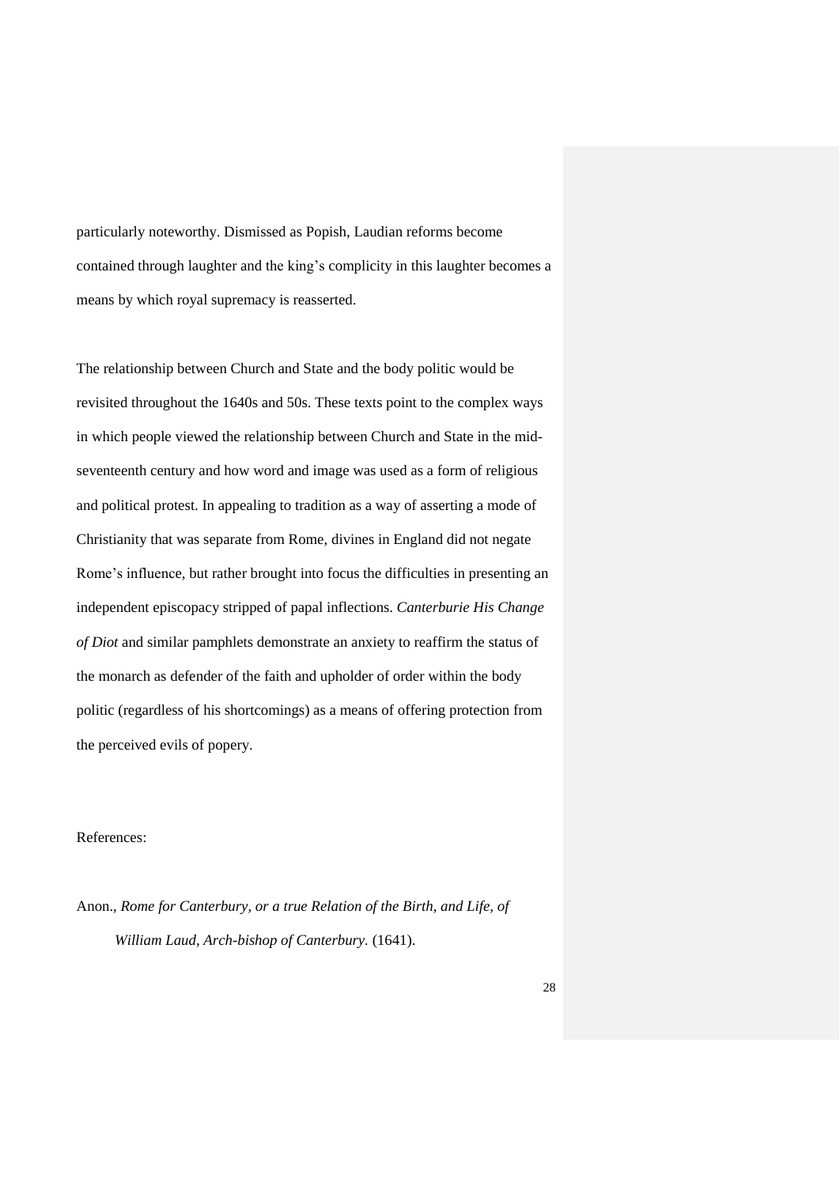particularly noteworthy. Dismissed as Popish, Laudian reforms become contained through laughter and the king's complicity in this laughter becomes a means by which royal supremacy is reasserted.

The relationship between Church and State and the body politic would be revisited throughout the 1640s and 50s. These texts point to the complex ways in which people viewed the relationship between Church and State in the mid-seventeenth century and how word and image was used as a form of religious and political protest. In appealing to tradition as a way of asserting a mode of Christianity that was separate from Rome, divines in England did not negate Rome's influence, but rather brought into focus the difficulties in presenting an independent episcopacy stripped of papal inflections. *Canterburie His Change of Diot* and similar pamphlets demonstrate an anxiety to reaffirm the status of the monarch as defender of the faith and upholder of order within the body politic (regardless of his shortcomings) as a means of offering protection from the perceived evils of popery.

References:

Anon., *Rome for Canterbury, or a true Relation of the Birth, and Life, of William Laud, Arch-bishop of Canterbury.* (1641).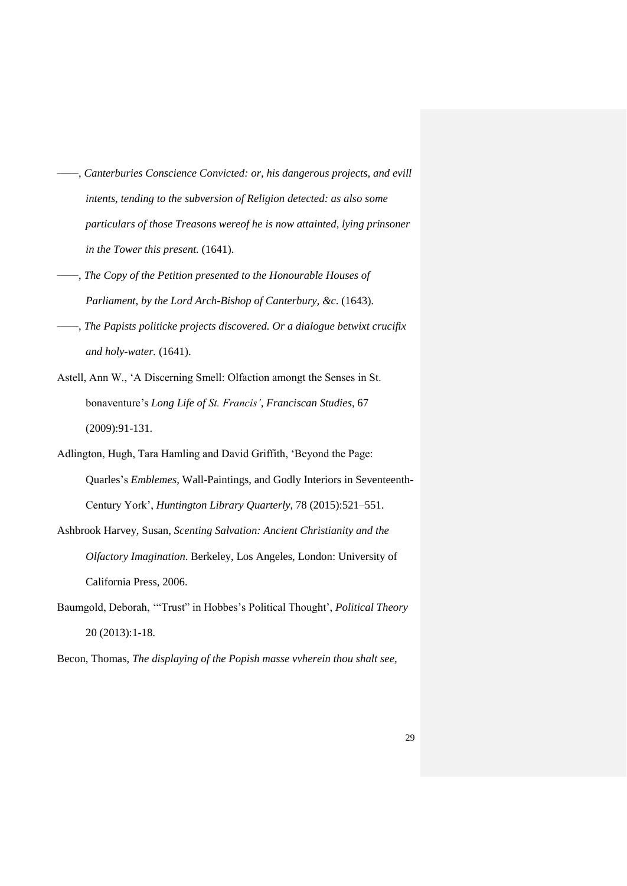——, *Canterburies Conscience Convicted: or, his dangerous projects, and evill intents, tending to the subversion of Religion detected: as also some particulars of those Treasons wereof he is now attainted, lying prinsoner in the Tower this present.* (1641).

——, *The Copy of the Petition presented to the Honourable Houses of Parliament, by the Lord Arch-Bishop of Canterbury, &c*. (1643).

——, *The Papists politicke projects discovered. Or a dialogue betwixt crucifix and holy-water.* (1641).

Astell, Ann W., 'A Discerning Smell: Olfaction amongt the Senses in St. bonaventure's *Long Life of St. Francis'*, *Franciscan Studies*, 67 (2009):91-131.

Adlington, Hugh, Tara Hamling and David Griffith, 'Beyond the Page: Quarles's *Emblemes*, Wall-Paintings, and Godly Interiors in Seventeenth-Century York', *Huntington Library Quarterly*, 78 (2015):521–551.

Ashbrook Harvey, Susan, *Scenting Salvation: Ancient Christianity and the Olfactory Imagination*. Berkeley, Los Angeles, London: University of California Press, 2006.

Baumgold, Deborah, '"Trust" in Hobbes's Political Thought', *Political Theory* 20 (2013):1-18.

Becon, Thomas, *The displaying of the Popish masse vvherein thou shalt see,*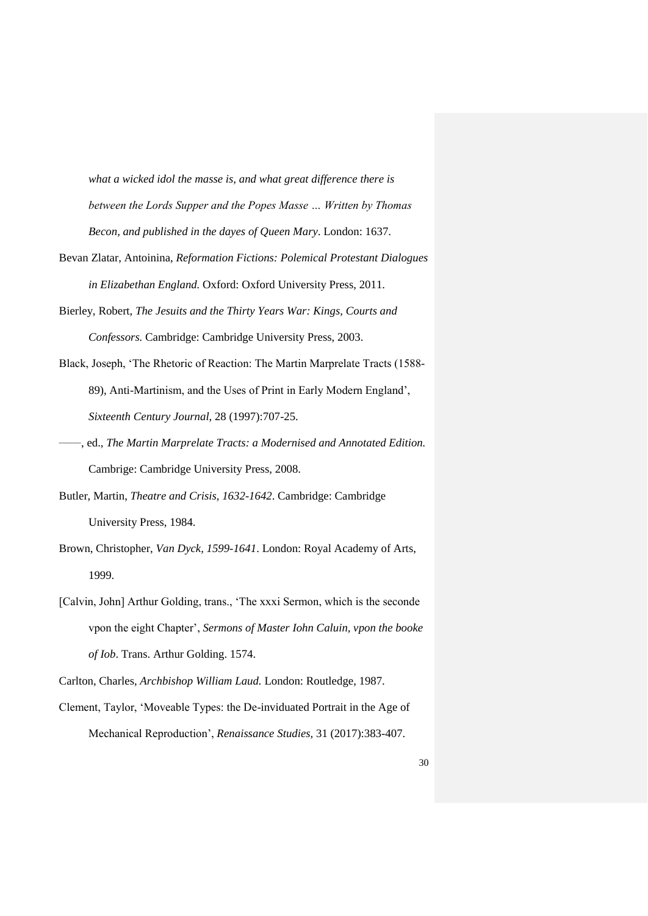*what a wicked idol the masse is, and what great difference there is between the Lords Supper and the Popes Masse … Written by Thomas Becon, and published in the dayes of Queen Mary*. London: 1637.

Bevan Zlatar, Antoinina, *Reformation Fictions: Polemical Protestant Dialogues in Elizabethan England.* Oxford: Oxford University Press, 2011.

Bierley, Robert, *The Jesuits and the Thirty Years War: Kings, Courts and Confessors.* Cambridge: Cambridge University Press, 2003.

Black, Joseph, 'The Rhetoric of Reaction: The Martin Marprelate Tracts (1588-89), Anti-Martinism, and the Uses of Print in Early Modern England', *Sixteenth Century Journal,* 28 (1997):707-25.

——, ed., *The Martin Marprelate Tracts: a Modernised and Annotated Edition.* Cambrige: Cambridge University Press, 2008.

Butler, Martin, *Theatre and Crisis, 1632-1642*. Cambridge: Cambridge University Press, 1984.

Brown, Christopher, *Van Dyck, 1599-1641*. London: Royal Academy of Arts, 1999.

[Calvin, John] Arthur Golding, trans., 'The xxxi Sermon, which is the seconde vpon the eight Chapter', *Sermons of Master Iohn Caluin, vpon the booke of Iob*. Trans. Arthur Golding. 1574.

Carlton, Charles, *Archbishop William Laud.* London: Routledge, 1987.

Clement, Taylor, 'Moveable Types: the De-inviduated Portrait in the Age of Mechanical Reproduction', *Renaissance Studies,* 31 (2017):383-407.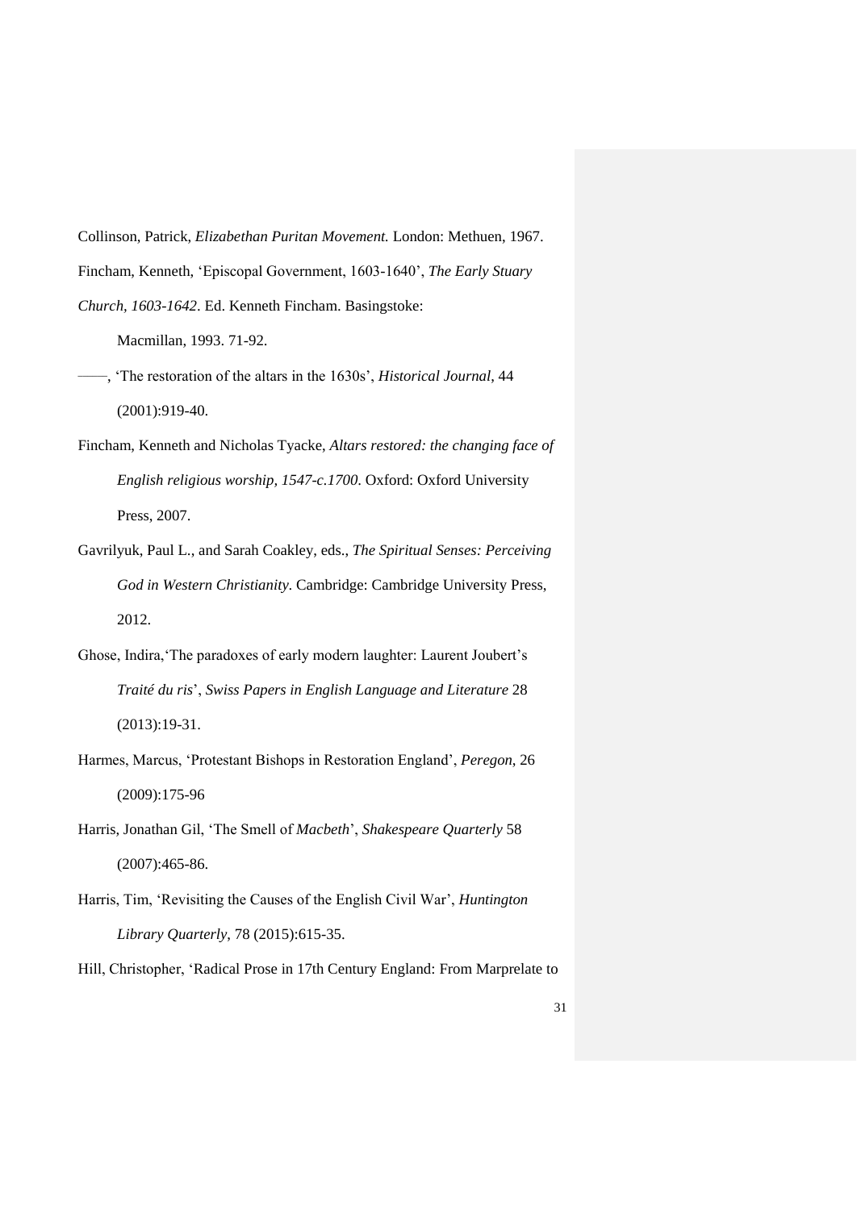Collinson, Patrick, *Elizabethan Puritan Movement.* London: Methuen, 1967.

Fincham, Kenneth, 'Episcopal Government, 1603-1640', *The Early Stuary Church, 1603-1642*. Ed. Kenneth Fincham. Basingstoke: Macmillan, 1993. 71-92.

——, 'The restoration of the altars in the 1630s', *Historical Journal*, 44 (2001):919-40.

Fincham, Kenneth and Nicholas Tyacke, *Altars restored: the changing face of English religious worship, 1547-c.1700*. Oxford: Oxford University Press, 2007.

Gavrilyuk, Paul L., and Sarah Coakley, eds., *The Spiritual Senses: Perceiving God in Western Christianity*. Cambridge: Cambridge University Press, 2012.

Ghose, Indira,'The paradoxes of early modern laughter: Laurent Joubert's *Traité du ris*', *Swiss Papers in English Language and Literature* 28 (2013):19-31.

Harmes, Marcus, 'Protestant Bishops in Restoration England', *Peregon*, 26 (2009):175-96

Harris, Jonathan Gil, 'The Smell of *Macbeth*', *Shakespeare Quarterly* 58 (2007):465-86.

Harris, Tim, 'Revisiting the Causes of the English Civil War', *Huntington Library Quarterly*, 78 (2015):615-35.

Hill, Christopher, 'Radical Prose in 17th Century England: From Marprelate to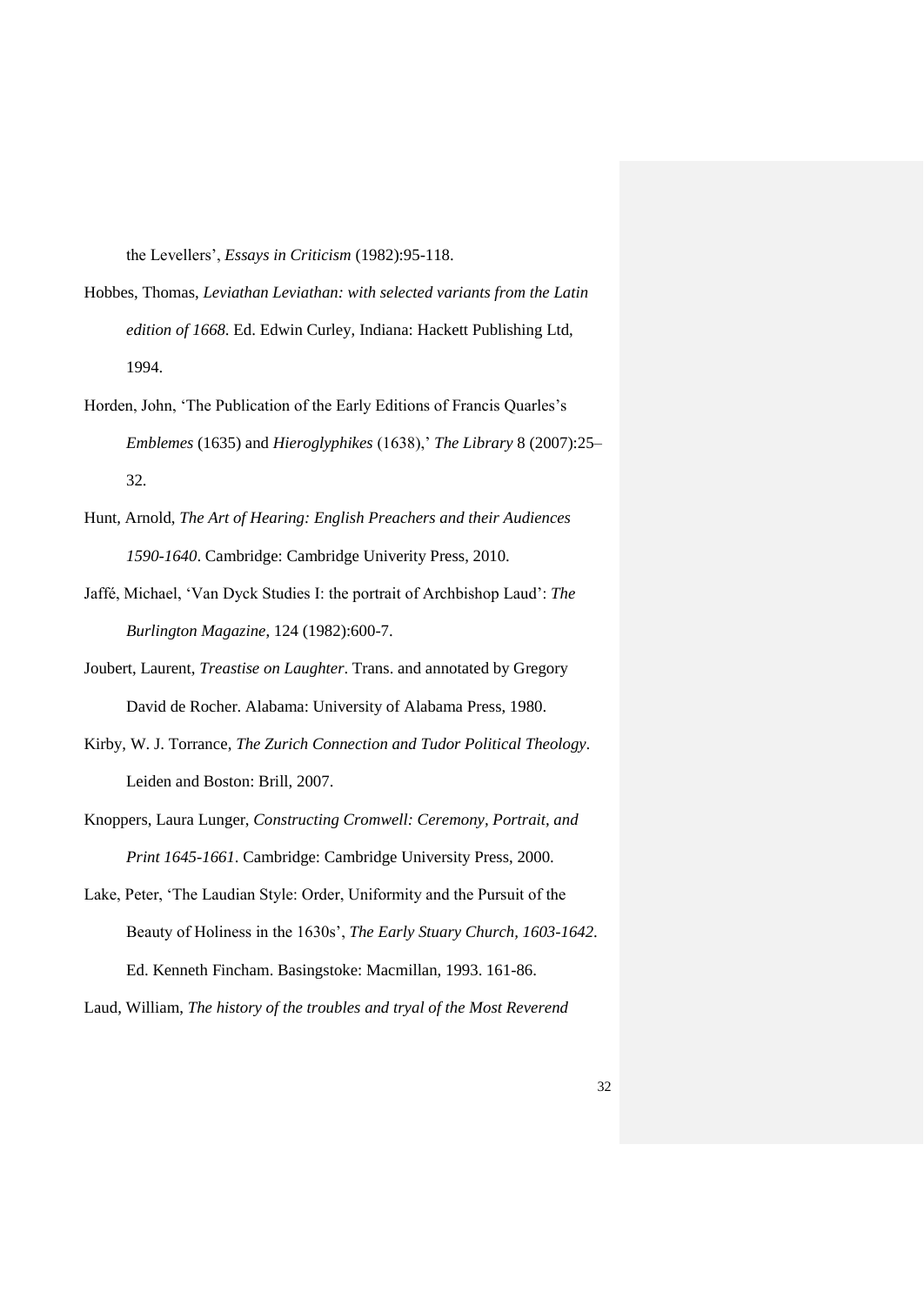the Levellers', *Essays in Criticism* (1982):95-118.

Hobbes, Thomas, *Leviathan Leviathan: with selected variants from the Latin edition of 1668*. Ed. Edwin Curley, Indiana: Hackett Publishing Ltd, 1994.

Horden, John, 'The Publication of the Early Editions of Francis Quarles's *Emblemes* (1635) and *Hieroglyphikes* (1638),' *The Library* 8 (2007):25–32.

Hunt, Arnold, *The Art of Hearing: English Preachers and their Audiences 1590-1640*. Cambridge: Cambridge Univerity Press, 2010.

Jaffé, Michael, 'Van Dyck Studies I: the portrait of Archbishop Laud': *The Burlington Magazine*, 124 (1982):600-7.

Joubert, Laurent, *Treastise on Laughter*. Trans. and annotated by Gregory David de Rocher. Alabama: University of Alabama Press, 1980.

Kirby, W. J. Torrance, *The Zurich Connection and Tudor Political Theology*. Leiden and Boston: Brill, 2007.

Knoppers, Laura Lunger, *Constructing Cromwell: Ceremony, Portrait, and Print 1645-1661*. Cambridge: Cambridge University Press, 2000.

Lake, Peter, 'The Laudian Style: Order, Uniformity and the Pursuit of the Beauty of Holiness in the 1630s', *The Early Stuary Church, 1603-1642*. Ed. Kenneth Fincham. Basingstoke: Macmillan, 1993. 161-86.

Laud, William, *The history of the troubles and tryal of the Most Reverend*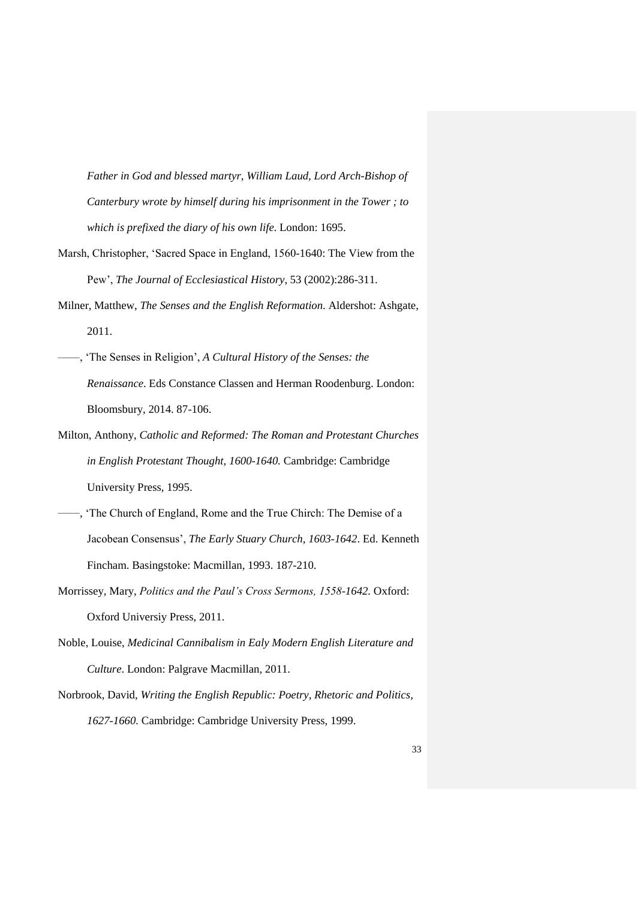*Father in God and blessed martyr, William Laud, Lord Arch-Bishop of Canterbury wrote by himself during his imprisonment in the Tower ; to which is prefixed the diary of his own life*. London: 1695.

Marsh, Christopher, 'Sacred Space in England, 1560-1640: The View from the Pew', *The Journal of Ecclesiastical History*, 53 (2002):286-311.

Milner, Matthew, *The Senses and the English Reformation*. Aldershot: Ashgate, 2011.

——, 'The Senses in Religion', *A Cultural History of the Senses: the Renaissance*. Eds Constance Classen and Herman Roodenburg. London: Bloomsbury, 2014. 87-106.

Milton, Anthony, *Catholic and Reformed: The Roman and Protestant Churches in English Protestant Thought, 1600-1640.* Cambridge: Cambridge University Press, 1995.

——, 'The Church of England, Rome and the True Chirch: The Demise of a Jacobean Consensus', *The Early Stuary Church, 1603-1642*. Ed. Kenneth Fincham. Basingstoke: Macmillan, 1993. 187-210.

Morrissey, Mary, *Politics and the Paul's Cross Sermons, 1558-1642*. Oxford: Oxford Universiy Press, 2011.

Noble, Louise, *Medicinal Cannibalism in Ealy Modern English Literature and Culture*. London: Palgrave Macmillan, 2011.

Norbrook, David, *Writing the English Republic: Poetry, Rhetoric and Politics, 1627-1660.* Cambridge: Cambridge University Press, 1999.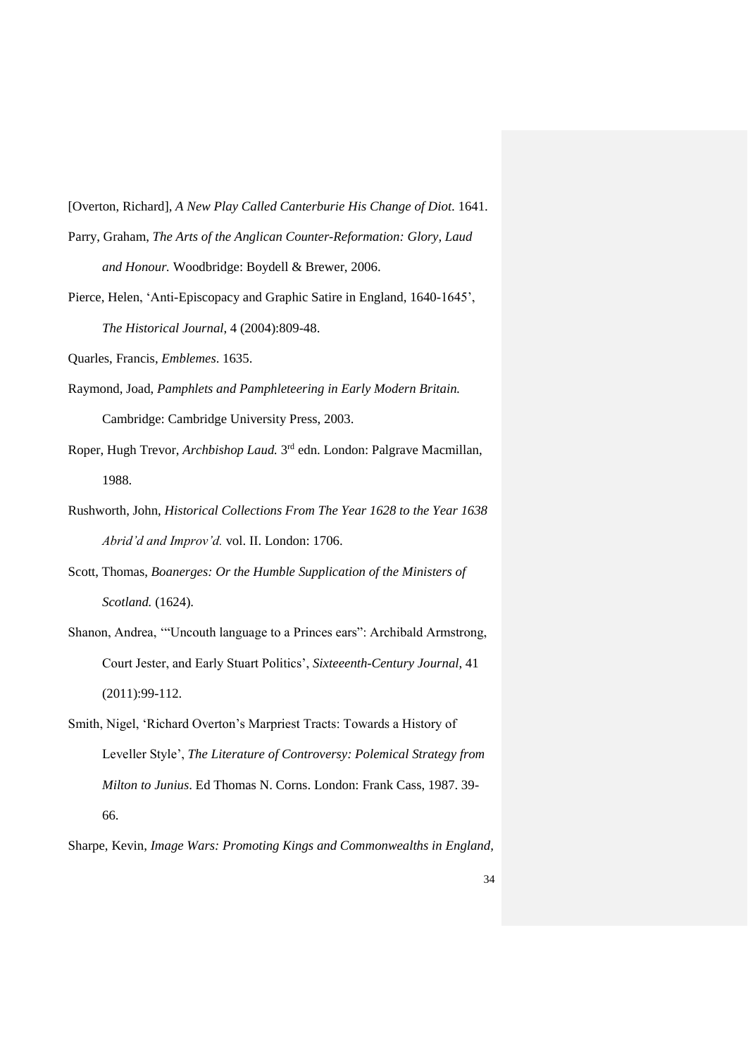[Overton, Richard], *A New Play Called Canterburie His Change of Diot*. 1641.

Parry, Graham, *The Arts of the Anglican Counter-Reformation: Glory, Laud and Honour.* Woodbridge: Boydell & Brewer, 2006.

Pierce, Helen, 'Anti-Episcopacy and Graphic Satire in England, 1640-1645', *The Historical Journal*, 4 (2004):809-48.

Quarles, Francis, *Emblemes*. 1635.

Raymond, Joad, *Pamphlets and Pamphleteering in Early Modern Britain.* Cambridge: Cambridge University Press, 2003.

Roper, Hugh Trevor, *Archbishop Laud.* 3rd edn. London: Palgrave Macmillan, 1988.

Rushworth, John, *Historical Collections From The Year 1628 to the Year 1638 Abrid'd and Improv'd.* vol. II. London: 1706.

Scott, Thomas, *Boanerges: Or the Humble Supplication of the Ministers of Scotland.* (1624).

Shanon, Andrea, '"Uncouth language to a Princes ears": Archibald Armstrong, Court Jester, and Early Stuart Politics', *Sixteeenth-Century Journal,* 41 (2011):99-112.

Smith, Nigel, 'Richard Overton's Marpriest Tracts: Towards a History of Leveller Style', *The Literature of Controversy: Polemical Strategy from Milton to Junius*. Ed Thomas N. Corns. London: Frank Cass, 1987. 39-66.

Sharpe, Kevin, *Image Wars: Promoting Kings and Commonwealths in England,*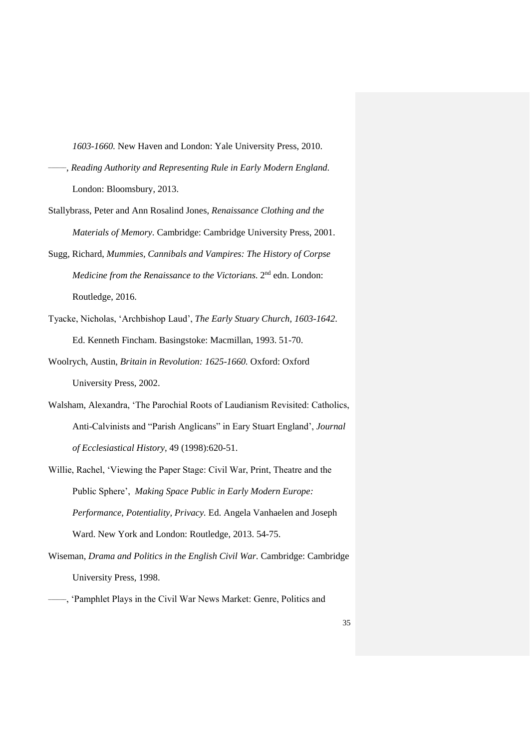*1603-1660.* New Haven and London: Yale University Press, 2010.

——, *Reading Authority and Representing Rule in Early Modern England.* London: Bloomsbury, 2013.

Stallybrass, Peter and Ann Rosalind Jones, *Renaissance Clothing and the Materials of Memory*. Cambridge: Cambridge University Press, 2001.

Sugg, Richard, *Mummies, Cannibals and Vampires: The History of Corpse Medicine from the Renaissance to the Victorians.* 2nd edn. London: Routledge, 2016.

Tyacke, Nicholas, 'Archbishop Laud', *The Early Stuary Church, 1603-1642*. Ed. Kenneth Fincham. Basingstoke: Macmillan, 1993. 51-70.

Woolrych, Austin, *Britain in Revolution: 1625-1660.* Oxford: Oxford University Press, 2002.

Walsham, Alexandra, 'The Parochial Roots of Laudianism Revisited: Catholics, Anti-Calvinists and "Parish Anglicans" in Eary Stuart England', *Journal of Ecclesiastical History*, 49 (1998):620-51.

Willie, Rachel, 'Viewing the Paper Stage: Civil War, Print, Theatre and the Public Sphere', *Making Space Public in Early Modern Europe: Performance, Potentiality, Privacy.* Ed. Angela Vanhaelen and Joseph Ward. New York and London: Routledge, 2013. 54-75.

Wiseman, *Drama and Politics in the English Civil War*. Cambridge: Cambridge University Press, 1998.

——, 'Pamphlet Plays in the Civil War News Market: Genre, Politics and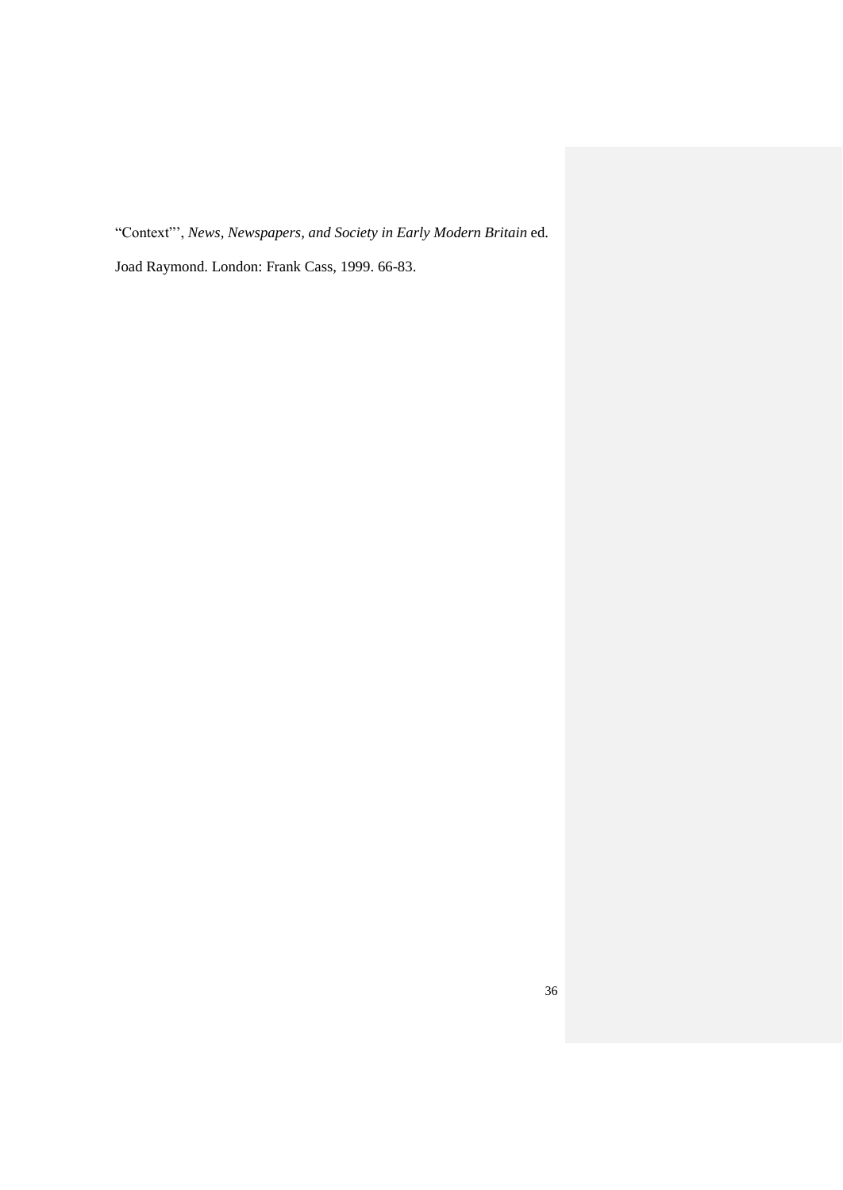“Context”’, *News, Newspapers, and Society in Early Modern Britain* ed. Joad Raymond. London: Frank Cass, 1999. 66-83.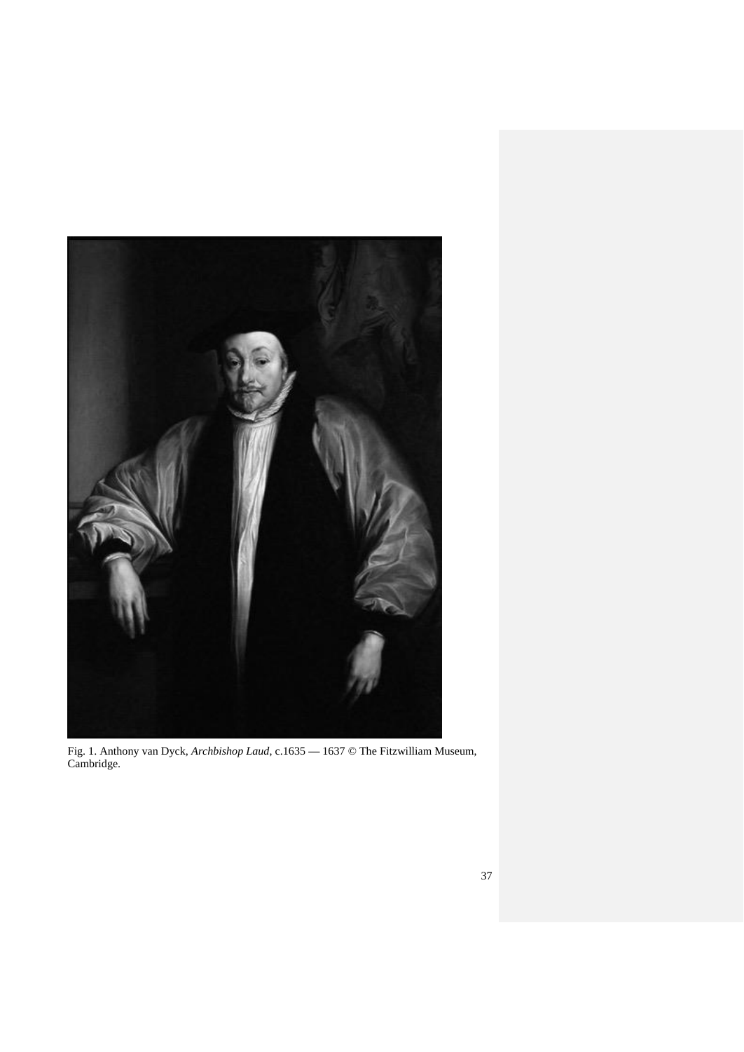Fig. 1. Anthony van Dyck, *Archbishop Laud*, c.1635 — 1637 © The Fitzwilliam Museum, Cambridge.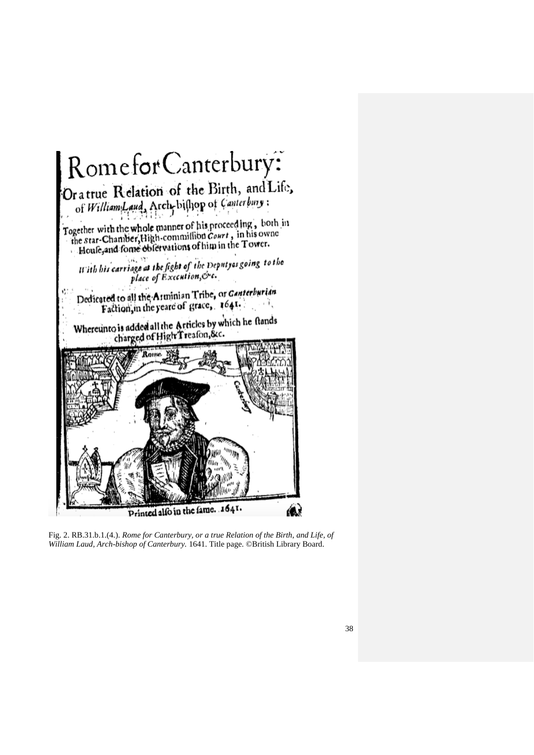Fig. 2. RB.31.b.1.(4.). *Rome for Canterbury, or a true Relation of the Birth, and Life, of William Laud, Arch-bishop of Canterbury.* 1641. Title page. ©British Library Board.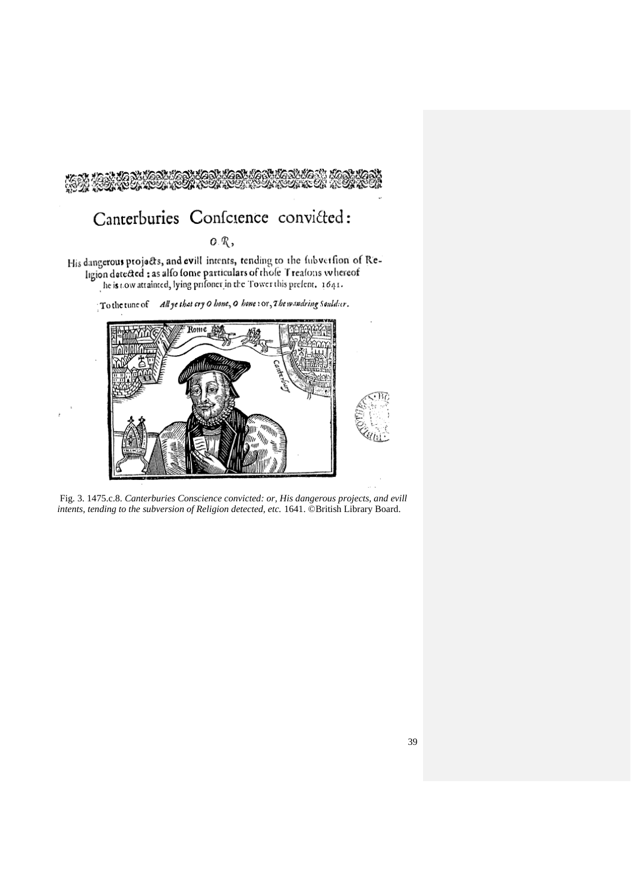# Canterburies Confcience convicted:

O R,

His dangerous projects, and evill intents, tending to the fubverfion of Religion detected: as alfo fome particulars of thofe Treafons whereof he is now attainted, lying prifoner in the Tower this prefent. 1641.

To the tune of *All ye that cry O hone, O hone*: or, *The wandring Souldier*.

Fig. 3. 1475.c.8. *Canterburies Conscience convicted: or, His dangerous projects, and evill intents, tending to the subversion of Religion detected, etc.* 1641. ©British Library Board.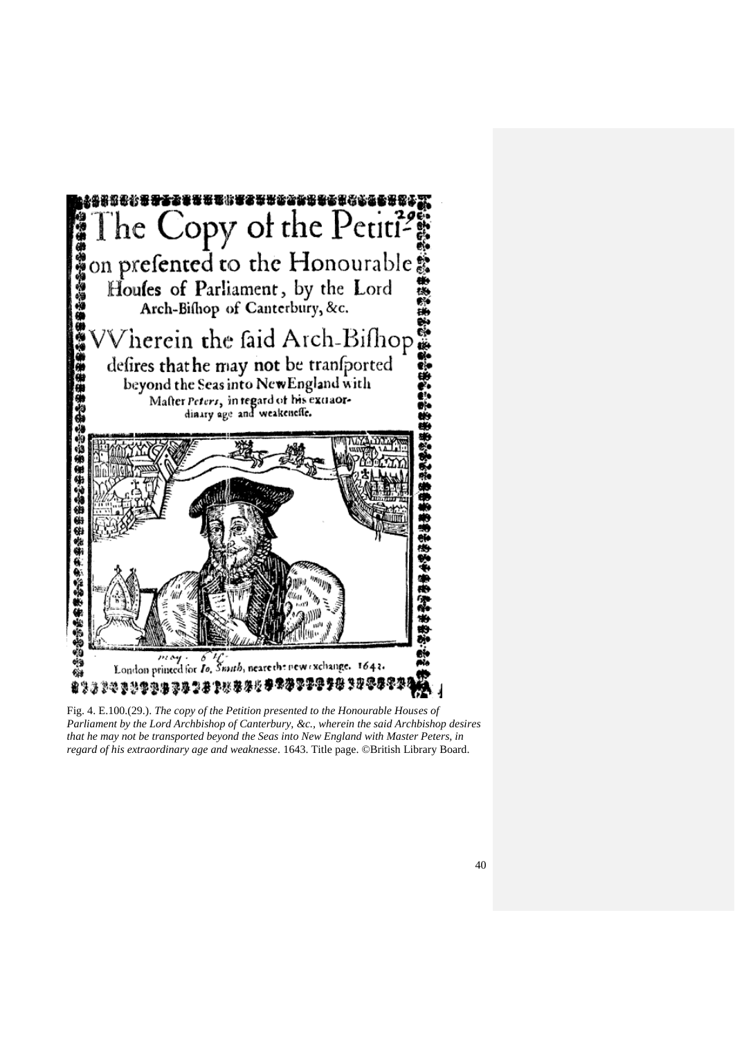Fig. 4. E.100.(29.). *The copy of the Petition presented to the Honourable Houses of Parliament by the Lord Archbishop of Canterbury, &c., wherein the said Archbishop desires that he may not be transported beyond the Seas into New England with Master Peters, in regard of his extraordinary age and weaknesse*. 1643. Title page. ©British Library Board.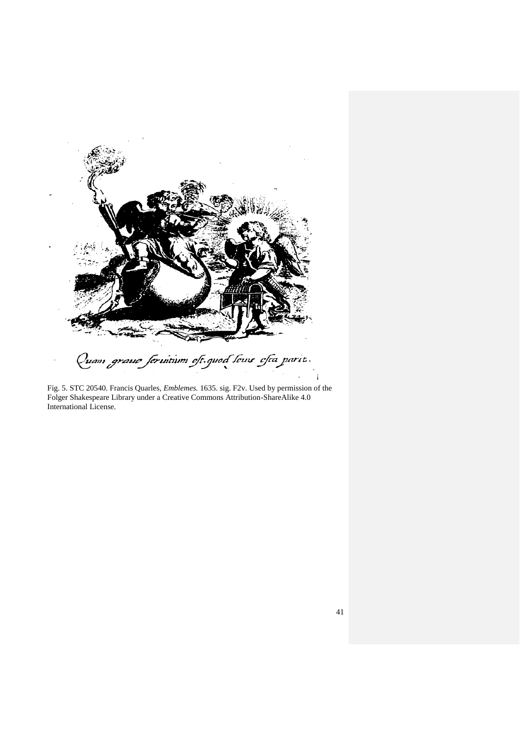Quam graue seruitium est, quod leuis esca parit.

Fig. 5. STC 20540. Francis Quarles, *Emblemes.* 1635. sig. F2v. Used by permission of the Folger Shakespeare Library under a Creative Commons Attribution-ShareAlike 4.0 International License.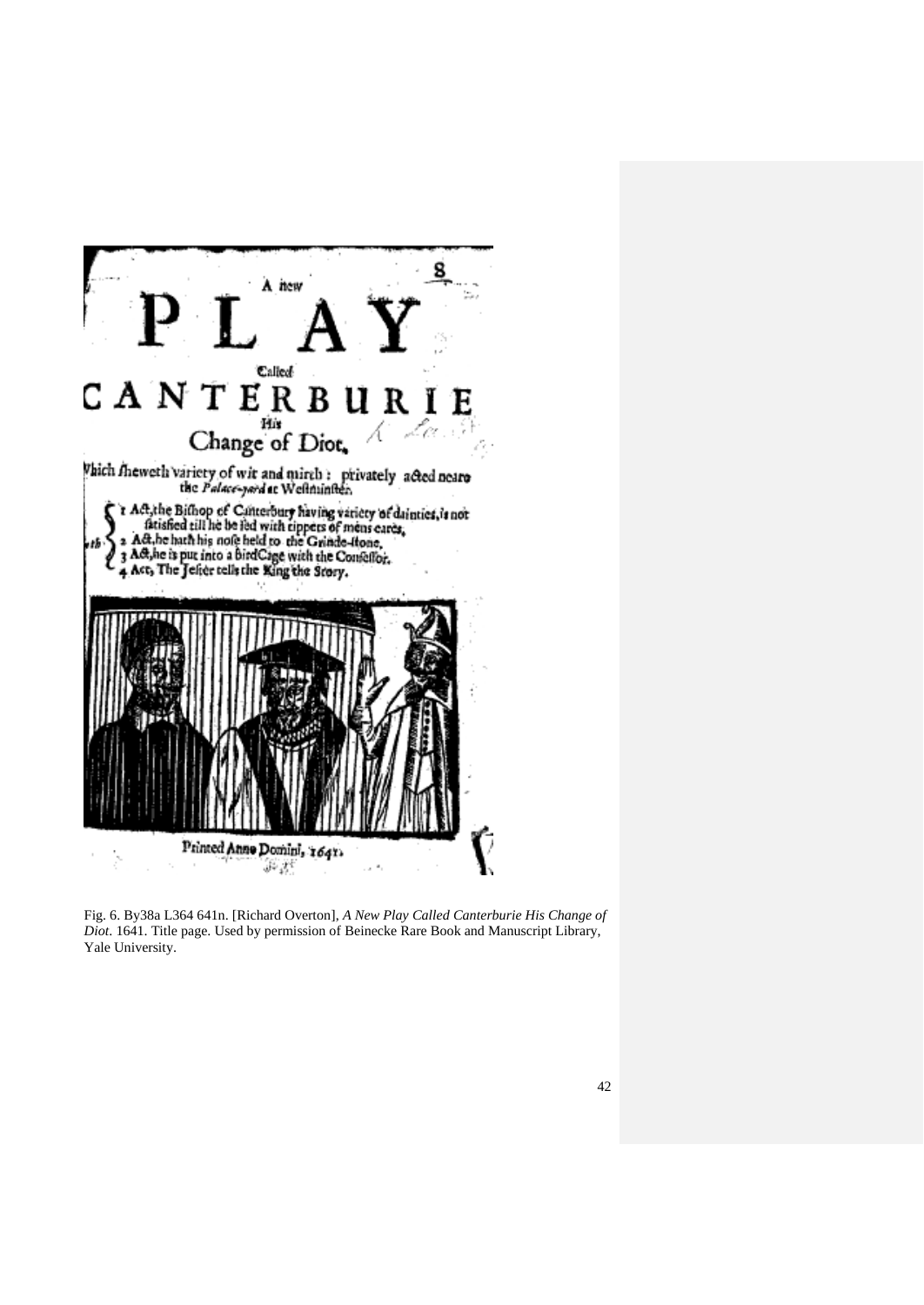Fig. 6. By38a L364 641n. [Richard Overton], *A New Play Called Canterburie His Change of Diot*. 1641. Title page. Used by permission of Beinecke Rare Book and Manuscript Library, Yale University.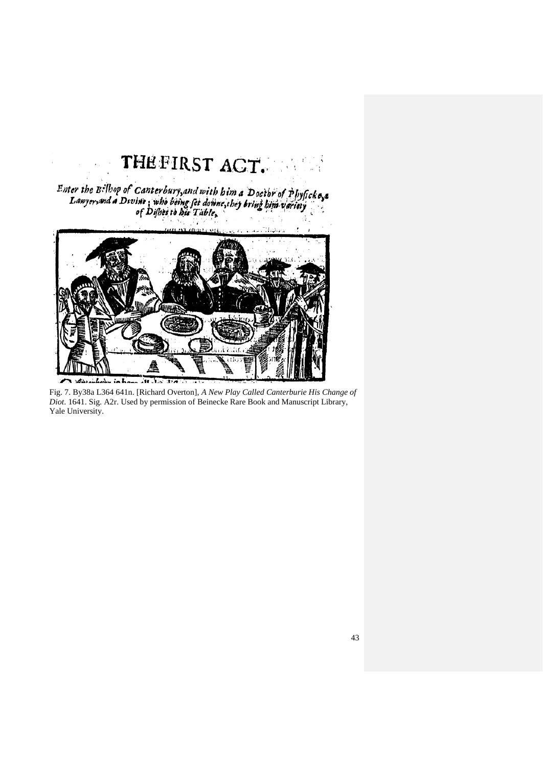# THE FIRST ACT.

*Enter the Bishop of Canterbury, and with him a Doctor of Physicke, a Lawyer, and a Divine; who being set downe, they bring him variety of Dishes to his Table.*

Fig. 7. By38a L364 641n. [Richard Overton], *A New Play Called Canterburie His Change of Diot*. 1641. Sig. A2r. Used by permission of Beinecke Rare Book and Manuscript Library, Yale University.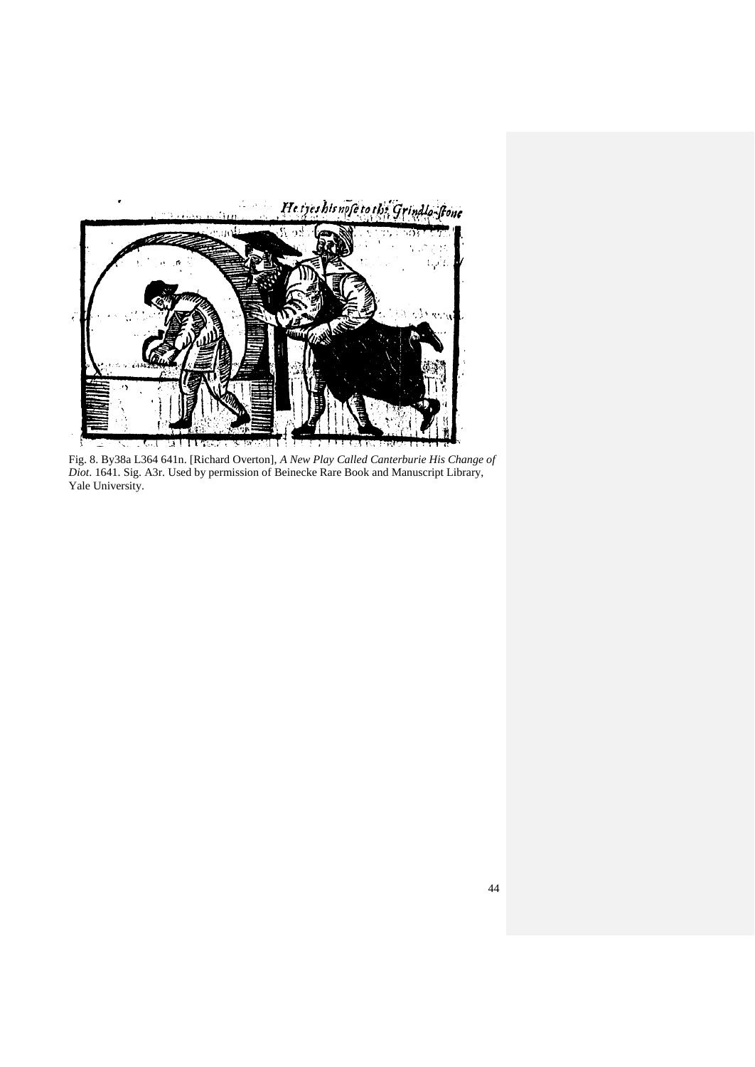Fig. 8. By38a L364 641n. [Richard Overton], *A New Play Called Canterburie His Change of Diot*. 1641. Sig. A3r. Used by permission of Beinecke Rare Book and Manuscript Library, Yale University.